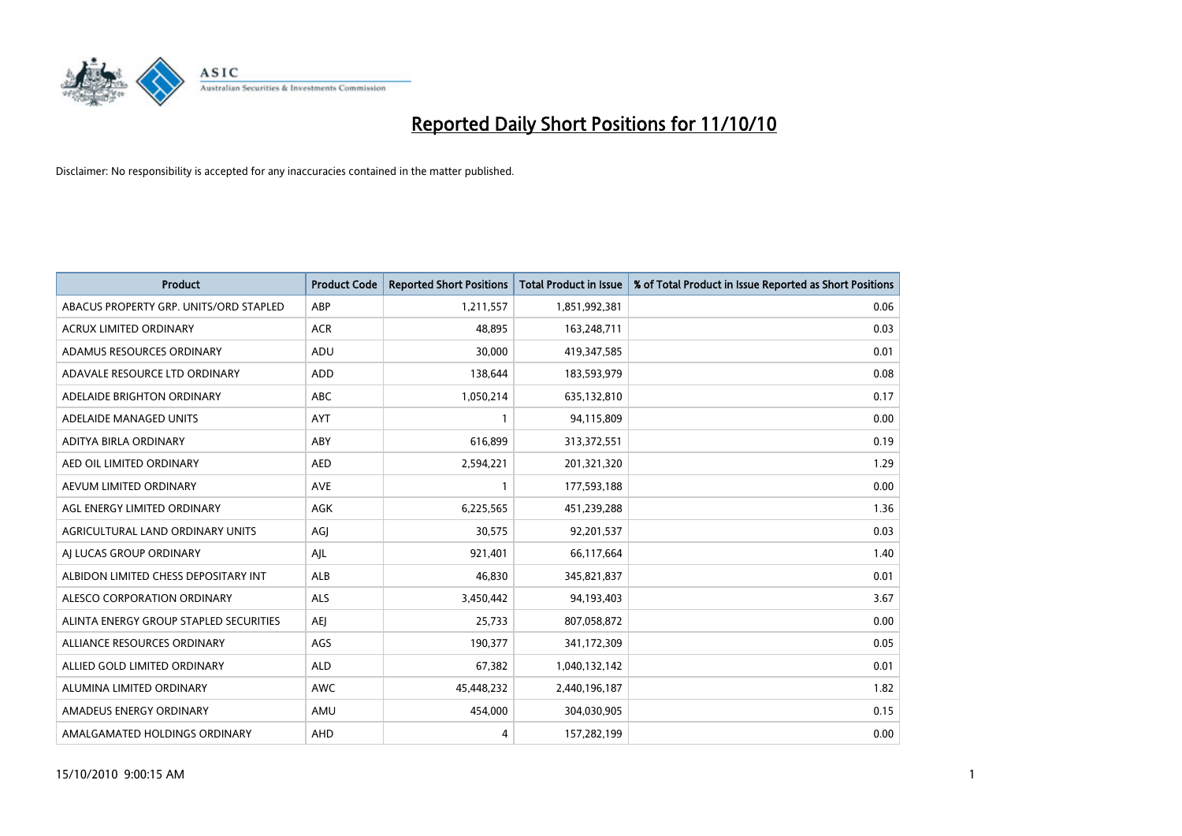# Reported Daily Short Positions for 11/10/10

Disclaimer: No responsibility is accepted for any inaccuracies contained in the matter published.

| Product | Product Code | Reported Short Positions | Total Product in Issue | % of Total Product in Issue Reported as Short Positions |
|---|---|---|---|---|
| ABACUS PROPERTY GRP. UNITS/ORD STAPLED | ABP | 1,211,557 | 1,851,992,381 | 0.06 |
| ACRUX LIMITED ORDINARY | ACR | 48,895 | 163,248,711 | 0.03 |
| ADAMUS RESOURCES ORDINARY | ADU | 30,000 | 419,347,585 | 0.01 |
| ADAVALE RESOURCE LTD ORDINARY | ADD | 138,644 | 183,593,979 | 0.08 |
| ADELAIDE BRIGHTON ORDINARY | ABC | 1,050,214 | 635,132,810 | 0.17 |
| ADELAIDE MANAGED UNITS | AYT | 1 | 94,115,809 | 0.00 |
| ADITYA BIRLA ORDINARY | ABY | 616,899 | 313,372,551 | 0.19 |
| AED OIL LIMITED ORDINARY | AED | 2,594,221 | 201,321,320 | 1.29 |
| AEVUM LIMITED ORDINARY | AVE | 1 | 177,593,188 | 0.00 |
| AGL ENERGY LIMITED ORDINARY | AGK | 6,225,565 | 451,239,288 | 1.36 |
| AGRICULTURAL LAND ORDINARY UNITS | AGJ | 30,575 | 92,201,537 | 0.03 |
| AJ LUCAS GROUP ORDINARY | AJL | 921,401 | 66,117,664 | 1.40 |
| ALBIDON LIMITED CHESS DEPOSITARY INT | ALB | 46,830 | 345,821,837 | 0.01 |
| ALESCO CORPORATION ORDINARY | ALS | 3,450,442 | 94,193,403 | 3.67 |
| ALINTA ENERGY GROUP STAPLED SECURITIES | AEJ | 25,733 | 807,058,872 | 0.00 |
| ALLIANCE RESOURCES ORDINARY | AGS | 190,377 | 341,172,309 | 0.05 |
| ALLIED GOLD LIMITED ORDINARY | ALD | 67,382 | 1,040,132,142 | 0.01 |
| ALUMINA LIMITED ORDINARY | AWC | 45,448,232 | 2,440,196,187 | 1.82 |
| AMADEUS ENERGY ORDINARY | AMU | 454,000 | 304,030,905 | 0.15 |
| AMALGAMATED HOLDINGS ORDINARY | AHD | 4 | 157,282,199 | 0.00 |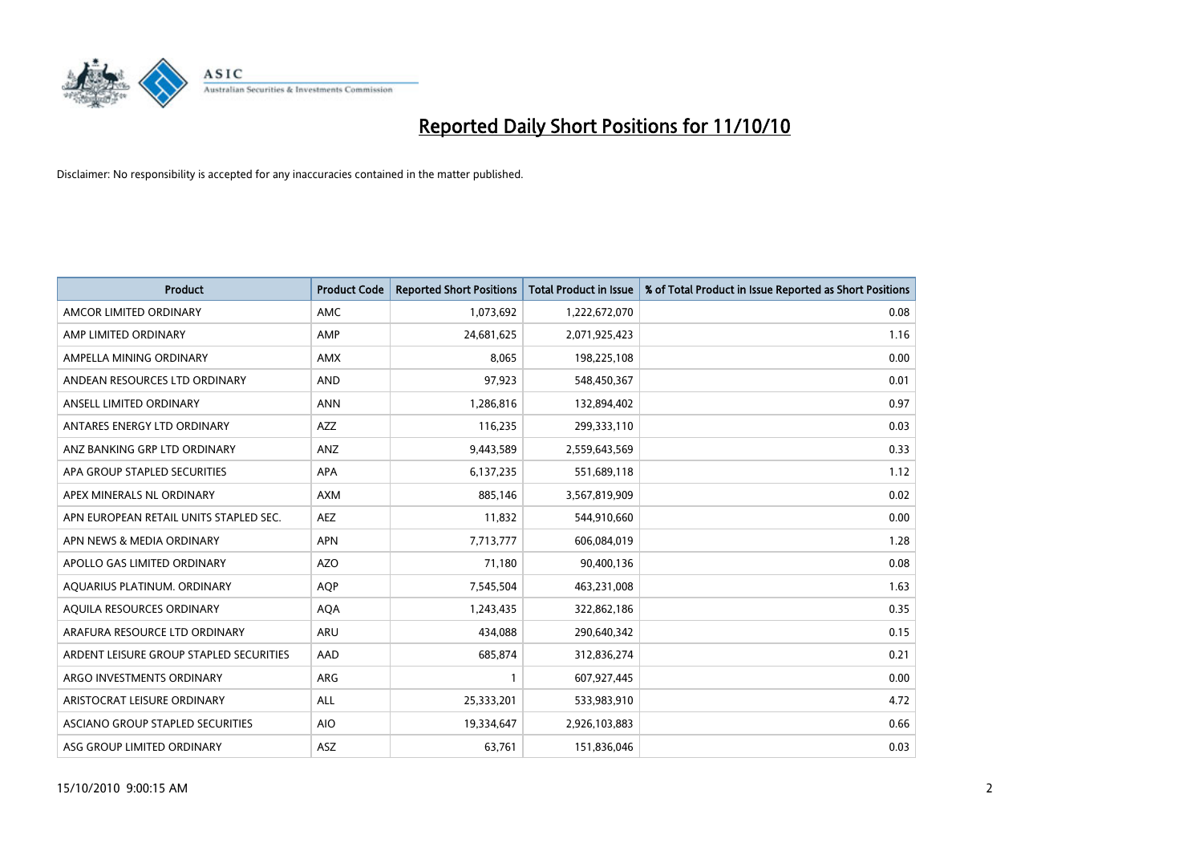# Reported Daily Short Positions for 11/10/10

Disclaimer: No responsibility is accepted for any inaccuracies contained in the matter published.

| Product | Product Code | Reported Short Positions | Total Product in Issue | % of Total Product in Issue Reported as Short Positions |
|---|---|---|---|---|
| AMCOR LIMITED ORDINARY | AMC | 1,073,692 | 1,222,672,070 | 0.08 |
| AMP LIMITED ORDINARY | AMP | 24,681,625 | 2,071,925,423 | 1.16 |
| AMPELLA MINING ORDINARY | AMX | 8,065 | 198,225,108 | 0.00 |
| ANDEAN RESOURCES LTD ORDINARY | AND | 97,923 | 548,450,367 | 0.01 |
| ANSELL LIMITED ORDINARY | ANN | 1,286,816 | 132,894,402 | 0.97 |
| ANTARES ENERGY LTD ORDINARY | AZZ | 116,235 | 299,333,110 | 0.03 |
| ANZ BANKING GRP LTD ORDINARY | ANZ | 9,443,589 | 2,559,643,569 | 0.33 |
| APA GROUP STAPLED SECURITIES | APA | 6,137,235 | 551,689,118 | 1.12 |
| APEX MINERALS NL ORDINARY | AXM | 885,146 | 3,567,819,909 | 0.02 |
| APN EUROPEAN RETAIL UNITS STAPLED SEC. | AEZ | 11,832 | 544,910,660 | 0.00 |
| APN NEWS & MEDIA ORDINARY | APN | 7,713,777 | 606,084,019 | 1.28 |
| APOLLO GAS LIMITED ORDINARY | AZO | 71,180 | 90,400,136 | 0.08 |
| AQUARIUS PLATINUM. ORDINARY | AQP | 7,545,504 | 463,231,008 | 1.63 |
| AQUILA RESOURCES ORDINARY | AQA | 1,243,435 | 322,862,186 | 0.35 |
| ARAFURA RESOURCE LTD ORDINARY | ARU | 434,088 | 290,640,342 | 0.15 |
| ARDENT LEISURE GROUP STAPLED SECURITIES | AAD | 685,874 | 312,836,274 | 0.21 |
| ARGO INVESTMENTS ORDINARY | ARG | 1 | 607,927,445 | 0.00 |
| ARISTOCRAT LEISURE ORDINARY | ALL | 25,333,201 | 533,983,910 | 4.72 |
| ASCIANO GROUP STAPLED SECURITIES | AIO | 19,334,647 | 2,926,103,883 | 0.66 |
| ASG GROUP LIMITED ORDINARY | ASZ | 63,761 | 151,836,046 | 0.03 |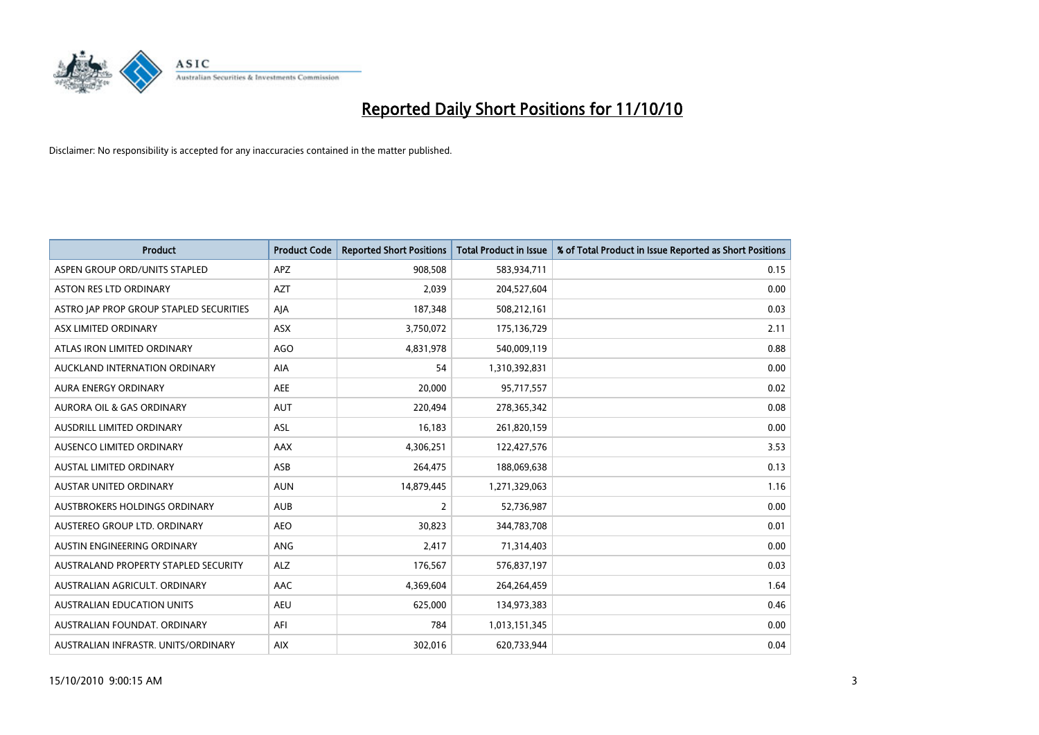# Reported Daily Short Positions for 11/10/10

Disclaimer: No responsibility is accepted for any inaccuracies contained in the matter published.

| Product | Product Code | Reported Short Positions | Total Product in Issue | % of Total Product in Issue Reported as Short Positions |
|---|---|---|---|---|
| ASPEN GROUP ORD/UNITS STAPLED | APZ | 908,508 | 583,934,711 | 0.15 |
| ASTON RES LTD ORDINARY | AZT | 2,039 | 204,527,604 | 0.00 |
| ASTRO JAP PROP GROUP STAPLED SECURITIES | AJA | 187,348 | 508,212,161 | 0.03 |
| ASX LIMITED ORDINARY | ASX | 3,750,072 | 175,136,729 | 2.11 |
| ATLAS IRON LIMITED ORDINARY | AGO | 4,831,978 | 540,009,119 | 0.88 |
| AUCKLAND INTERNATION ORDINARY | AIA | 54 | 1,310,392,831 | 0.00 |
| AURA ENERGY ORDINARY | AEE | 20,000 | 95,717,557 | 0.02 |
| AURORA OIL & GAS ORDINARY | AUT | 220,494 | 278,365,342 | 0.08 |
| AUSDRILL LIMITED ORDINARY | ASL | 16,183 | 261,820,159 | 0.00 |
| AUSENCO LIMITED ORDINARY | AAX | 4,306,251 | 122,427,576 | 3.53 |
| AUSTAL LIMITED ORDINARY | ASB | 264,475 | 188,069,638 | 0.13 |
| AUSTAR UNITED ORDINARY | AUN | 14,879,445 | 1,271,329,063 | 1.16 |
| AUSTBROKERS HOLDINGS ORDINARY | AUB | 2 | 52,736,987 | 0.00 |
| AUSTEREO GROUP LTD. ORDINARY | AEO | 30,823 | 344,783,708 | 0.01 |
| AUSTIN ENGINEERING ORDINARY | ANG | 2,417 | 71,314,403 | 0.00 |
| AUSTRALAND PROPERTY STAPLED SECURITY | ALZ | 176,567 | 576,837,197 | 0.03 |
| AUSTRALIAN AGRICULT. ORDINARY | AAC | 4,369,604 | 264,264,459 | 1.64 |
| AUSTRALIAN EDUCATION UNITS | AEU | 625,000 | 134,973,383 | 0.46 |
| AUSTRALIAN FOUNDAT. ORDINARY | AFI | 784 | 1,013,151,345 | 0.00 |
| AUSTRALIAN INFRASTR. UNITS/ORDINARY | AIX | 302,016 | 620,733,944 | 0.04 |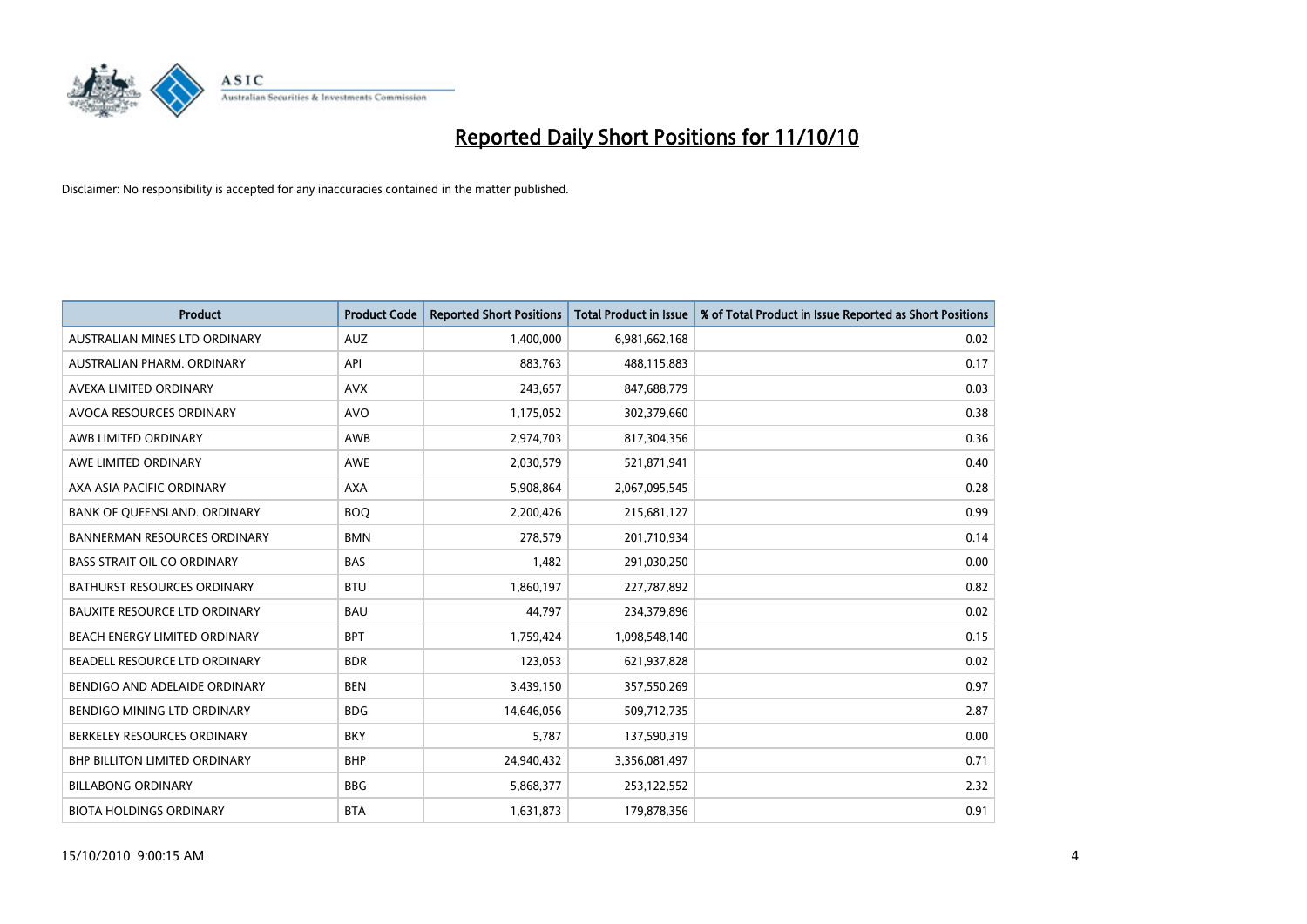# Reported Daily Short Positions for 11/10/10

Disclaimer: No responsibility is accepted for any inaccuracies contained in the matter published.

| Product | Product Code | Reported Short Positions | Total Product in Issue | % of Total Product in Issue Reported as Short Positions |
|---|---|---|---|---|
| AUSTRALIAN MINES LTD ORDINARY | AUZ | 1,400,000 | 6,981,662,168 | 0.02 |
| AUSTRALIAN PHARM. ORDINARY | API | 883,763 | 488,115,883 | 0.17 |
| AVEXA LIMITED ORDINARY | AVX | 243,657 | 847,688,779 | 0.03 |
| AVOCA RESOURCES ORDINARY | AVO | 1,175,052 | 302,379,660 | 0.38 |
| AWB LIMITED ORDINARY | AWB | 2,974,703 | 817,304,356 | 0.36 |
| AWE LIMITED ORDINARY | AWE | 2,030,579 | 521,871,941 | 0.40 |
| AXA ASIA PACIFIC ORDINARY | AXA | 5,908,864 | 2,067,095,545 | 0.28 |
| BANK OF QUEENSLAND. ORDINARY | BOQ | 2,200,426 | 215,681,127 | 0.99 |
| BANNERMAN RESOURCES ORDINARY | BMN | 278,579 | 201,710,934 | 0.14 |
| BASS STRAIT OIL CO ORDINARY | BAS | 1,482 | 291,030,250 | 0.00 |
| BATHURST RESOURCES ORDINARY | BTU | 1,860,197 | 227,787,892 | 0.82 |
| BAUXITE RESOURCE LTD ORDINARY | BAU | 44,797 | 234,379,896 | 0.02 |
| BEACH ENERGY LIMITED ORDINARY | BPT | 1,759,424 | 1,098,548,140 | 0.15 |
| BEADELL RESOURCE LTD ORDINARY | BDR | 123,053 | 621,937,828 | 0.02 |
| BENDIGO AND ADELAIDE ORDINARY | BEN | 3,439,150 | 357,550,269 | 0.97 |
| BENDIGO MINING LTD ORDINARY | BDG | 14,646,056 | 509,712,735 | 2.87 |
| BERKELEY RESOURCES ORDINARY | BKY | 5,787 | 137,590,319 | 0.00 |
| BHP BILLITON LIMITED ORDINARY | BHP | 24,940,432 | 3,356,081,497 | 0.71 |
| BILLABONG ORDINARY | BBG | 5,868,377 | 253,122,552 | 2.32 |
| BIOTA HOLDINGS ORDINARY | BTA | 1,631,873 | 179,878,356 | 0.91 |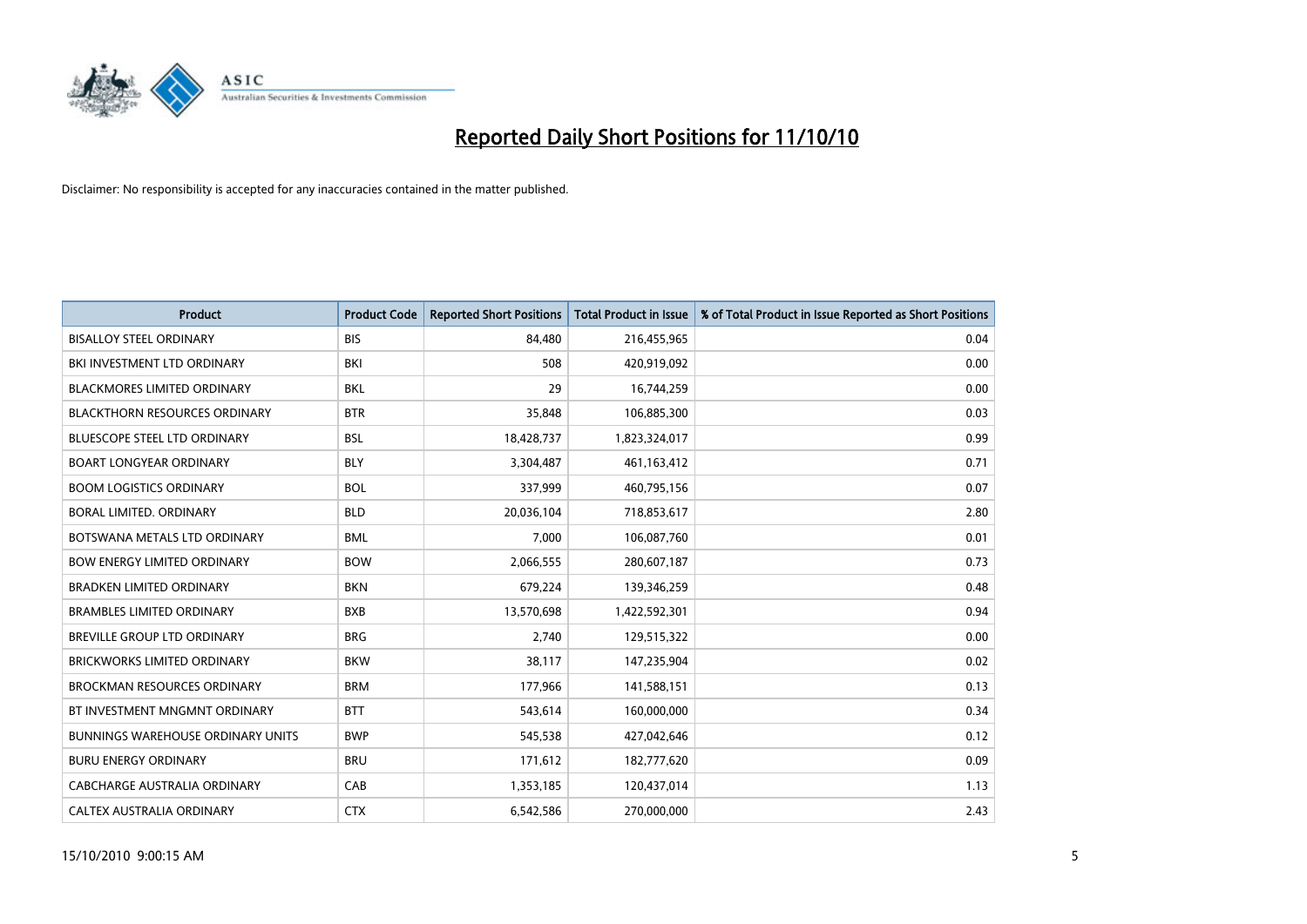# Reported Daily Short Positions for 11/10/10

Disclaimer: No responsibility is accepted for any inaccuracies contained in the matter published.

| Product | Product Code | Reported Short Positions | Total Product in Issue | % of Total Product in Issue Reported as Short Positions |
|---|---|---|---|---|
| BISALLOY STEEL ORDINARY | BIS | 84,480 | 216,455,965 | 0.04 |
| BKI INVESTMENT LTD ORDINARY | BKI | 508 | 420,919,092 | 0.00 |
| BLACKMORES LIMITED ORDINARY | BKL | 29 | 16,744,259 | 0.00 |
| BLACKTHORN RESOURCES ORDINARY | BTR | 35,848 | 106,885,300 | 0.03 |
| BLUESCOPE STEEL LTD ORDINARY | BSL | 18,428,737 | 1,823,324,017 | 0.99 |
| BOART LONGYEAR ORDINARY | BLY | 3,304,487 | 461,163,412 | 0.71 |
| BOOM LOGISTICS ORDINARY | BOL | 337,999 | 460,795,156 | 0.07 |
| BORAL LIMITED. ORDINARY | BLD | 20,036,104 | 718,853,617 | 2.80 |
| BOTSWANA METALS LTD ORDINARY | BML | 7,000 | 106,087,760 | 0.01 |
| BOW ENERGY LIMITED ORDINARY | BOW | 2,066,555 | 280,607,187 | 0.73 |
| BRADKEN LIMITED ORDINARY | BKN | 679,224 | 139,346,259 | 0.48 |
| BRAMBLES LIMITED ORDINARY | BXB | 13,570,698 | 1,422,592,301 | 0.94 |
| BREVILLE GROUP LTD ORDINARY | BRG | 2,740 | 129,515,322 | 0.00 |
| BRICKWORKS LIMITED ORDINARY | BKW | 38,117 | 147,235,904 | 0.02 |
| BROCKMAN RESOURCES ORDINARY | BRM | 177,966 | 141,588,151 | 0.13 |
| BT INVESTMENT MNGMNT ORDINARY | BTT | 543,614 | 160,000,000 | 0.34 |
| BUNNINGS WAREHOUSE ORDINARY UNITS | BWP | 545,538 | 427,042,646 | 0.12 |
| BURU ENERGY ORDINARY | BRU | 171,612 | 182,777,620 | 0.09 |
| CABCHARGE AUSTRALIA ORDINARY | CAB | 1,353,185 | 120,437,014 | 1.13 |
| CALTEX AUSTRALIA ORDINARY | CTX | 6,542,586 | 270,000,000 | 2.43 |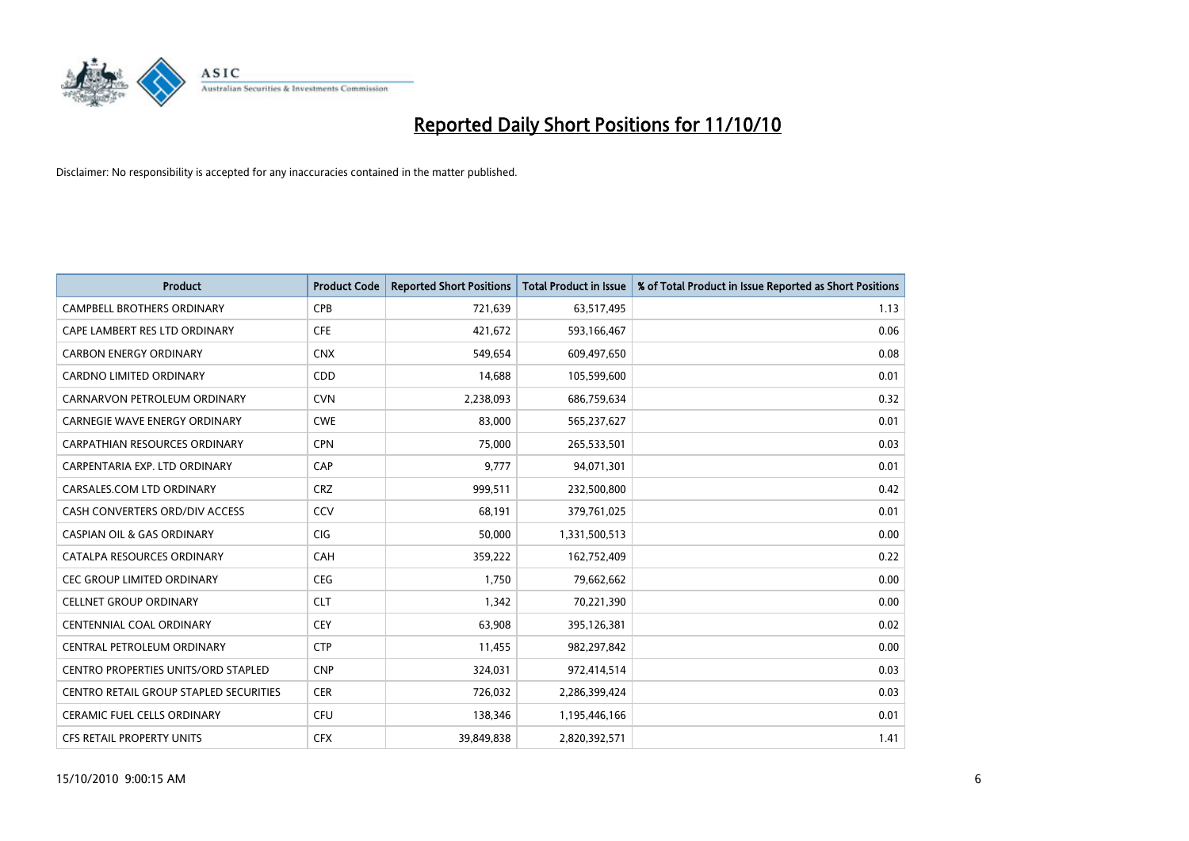# Reported Daily Short Positions for 11/10/10

Disclaimer: No responsibility is accepted for any inaccuracies contained in the matter published.

| Product | Product Code | Reported Short Positions | Total Product in Issue | % of Total Product in Issue Reported as Short Positions |
|---|---|---|---|---|
| CAMPBELL BROTHERS ORDINARY | CPB | 721,639 | 63,517,495 | 1.13 |
| CAPE LAMBERT RES LTD ORDINARY | CFE | 421,672 | 593,166,467 | 0.06 |
| CARBON ENERGY ORDINARY | CNX | 549,654 | 609,497,650 | 0.08 |
| CARDNO LIMITED ORDINARY | CDD | 14,688 | 105,599,600 | 0.01 |
| CARNARVON PETROLEUM ORDINARY | CVN | 2,238,093 | 686,759,634 | 0.32 |
| CARNEGIE WAVE ENERGY ORDINARY | CWE | 83,000 | 565,237,627 | 0.01 |
| CARPATHIAN RESOURCES ORDINARY | CPN | 75,000 | 265,533,501 | 0.03 |
| CARPENTARIA EXP. LTD ORDINARY | CAP | 9,777 | 94,071,301 | 0.01 |
| CARSALES.COM LTD ORDINARY | CRZ | 999,511 | 232,500,800 | 0.42 |
| CASH CONVERTERS ORD/DIV ACCESS | CCV | 68,191 | 379,761,025 | 0.01 |
| CASPIAN OIL & GAS ORDINARY | CIG | 50,000 | 1,331,500,513 | 0.00 |
| CATALPA RESOURCES ORDINARY | CAH | 359,222 | 162,752,409 | 0.22 |
| CEC GROUP LIMITED ORDINARY | CEG | 1,750 | 79,662,662 | 0.00 |
| CELLNET GROUP ORDINARY | CLT | 1,342 | 70,221,390 | 0.00 |
| CENTENNIAL COAL ORDINARY | CEY | 63,908 | 395,126,381 | 0.02 |
| CENTRAL PETROLEUM ORDINARY | CTP | 11,455 | 982,297,842 | 0.00 |
| CENTRO PROPERTIES UNITS/ORD STAPLED | CNP | 324,031 | 972,414,514 | 0.03 |
| CENTRO RETAIL GROUP STAPLED SECURITIES | CER | 726,032 | 2,286,399,424 | 0.03 |
| CERAMIC FUEL CELLS ORDINARY | CFU | 138,346 | 1,195,446,166 | 0.01 |
| CFS RETAIL PROPERTY UNITS | CFX | 39,849,838 | 2,820,392,571 | 1.41 |

15/10/2010 9:00:15 AM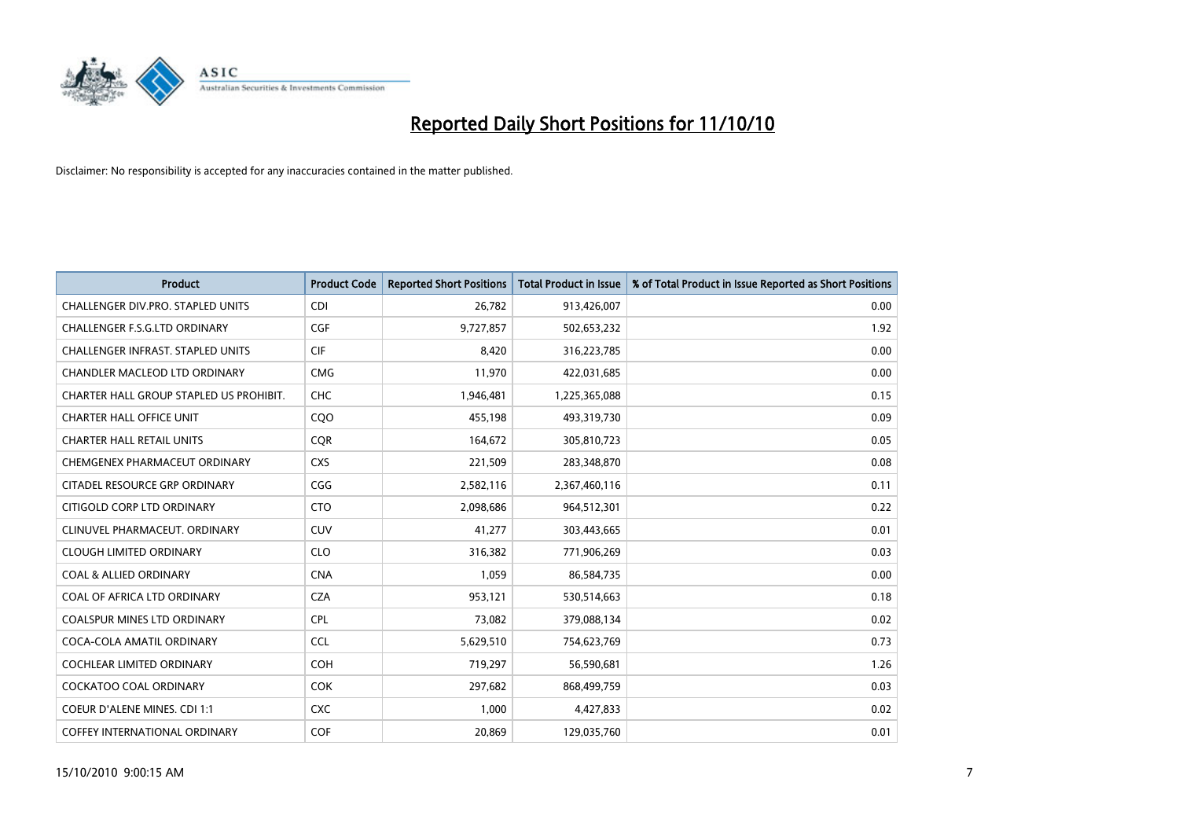# Reported Daily Short Positions for 11/10/10

Disclaimer: No responsibility is accepted for any inaccuracies contained in the matter published.

| Product | Product Code | Reported Short Positions | Total Product in Issue | % of Total Product in Issue Reported as Short Positions |
|---|---|---|---|---|
| CHALLENGER DIV.PRO. STAPLED UNITS | CDI | 26,782 | 913,426,007 | 0.00 |
| CHALLENGER F.S.G.LTD ORDINARY | CGF | 9,727,857 | 502,653,232 | 1.92 |
| CHALLENGER INFRAST. STAPLED UNITS | CIF | 8,420 | 316,223,785 | 0.00 |
| CHANDLER MACLEOD LTD ORDINARY | CMG | 11,970 | 422,031,685 | 0.00 |
| CHARTER HALL GROUP STAPLED US PROHIBIT. | CHC | 1,946,481 | 1,225,365,088 | 0.15 |
| CHARTER HALL OFFICE UNIT | CQO | 455,198 | 493,319,730 | 0.09 |
| CHARTER HALL RETAIL UNITS | CQR | 164,672 | 305,810,723 | 0.05 |
| CHEMGENEX PHARMACEUT ORDINARY | CXS | 221,509 | 283,348,870 | 0.08 |
| CITADEL RESOURCE GRP ORDINARY | CGG | 2,582,116 | 2,367,460,116 | 0.11 |
| CITIGOLD CORP LTD ORDINARY | CTO | 2,098,686 | 964,512,301 | 0.22 |
| CLINUVEL PHARMACEUT. ORDINARY | CUV | 41,277 | 303,443,665 | 0.01 |
| CLOUGH LIMITED ORDINARY | CLO | 316,382 | 771,906,269 | 0.03 |
| COAL & ALLIED ORDINARY | CNA | 1,059 | 86,584,735 | 0.00 |
| COAL OF AFRICA LTD ORDINARY | CZA | 953,121 | 530,514,663 | 0.18 |
| COALSPUR MINES LTD ORDINARY | CPL | 73,082 | 379,088,134 | 0.02 |
| COCA-COLA AMATIL ORDINARY | CCL | 5,629,510 | 754,623,769 | 0.73 |
| COCHLEAR LIMITED ORDINARY | COH | 719,297 | 56,590,681 | 1.26 |
| COCKATOO COAL ORDINARY | COK | 297,682 | 868,499,759 | 0.03 |
| COEUR D'ALENE MINES. CDI 1:1 | CXC | 1,000 | 4,427,833 | 0.02 |
| COFFEY INTERNATIONAL ORDINARY | COF | 20,869 | 129,035,760 | 0.01 |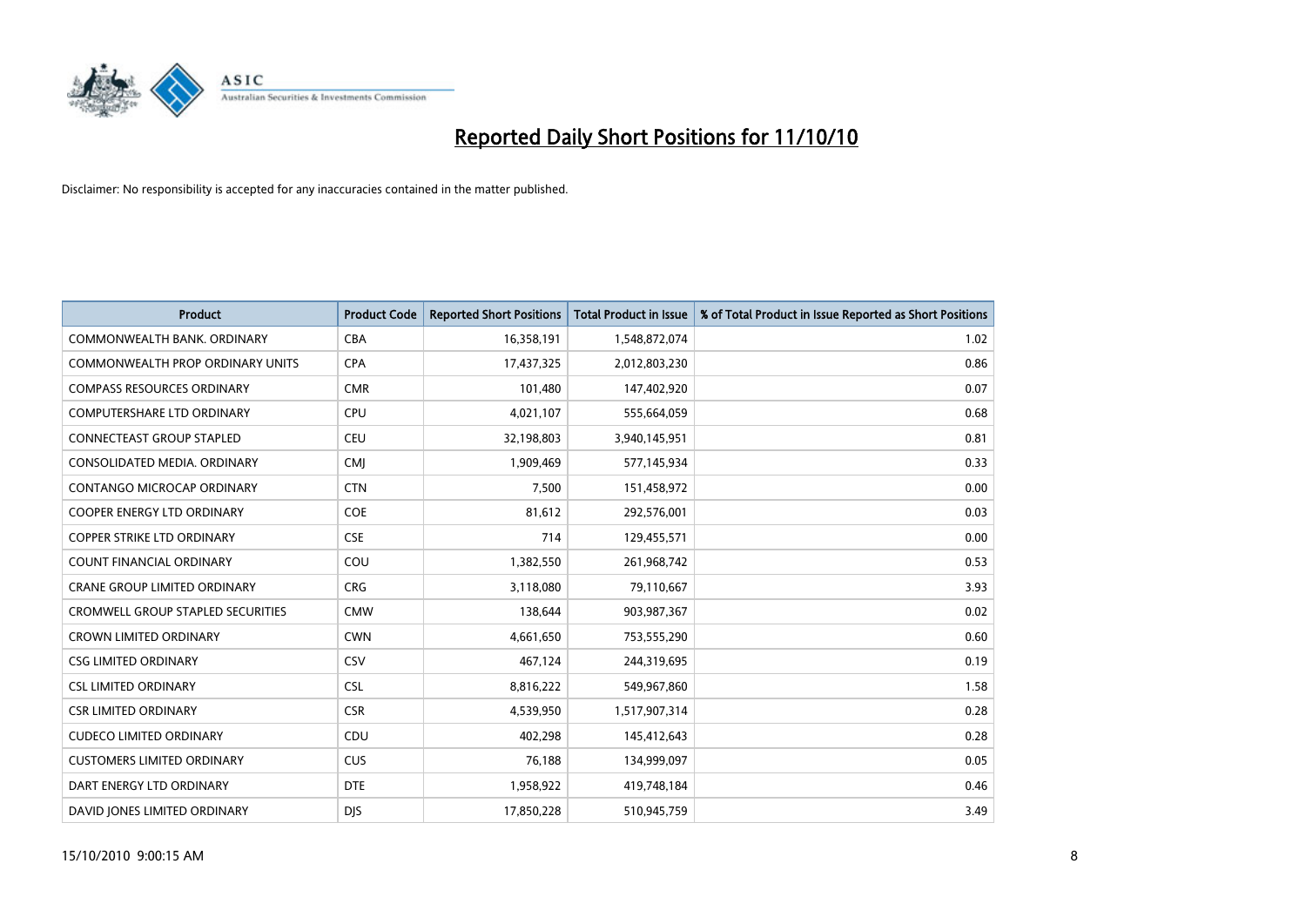# Reported Daily Short Positions for 11/10/10

Disclaimer: No responsibility is accepted for any inaccuracies contained in the matter published.

| Product | Product Code | Reported Short Positions | Total Product in Issue | % of Total Product in Issue Reported as Short Positions |
|---|---|---|---|---|
| COMMONWEALTH BANK. ORDINARY | CBA | 16,358,191 | 1,548,872,074 | 1.02 |
| COMMONWEALTH PROP ORDINARY UNITS | CPA | 17,437,325 | 2,012,803,230 | 0.86 |
| COMPASS RESOURCES ORDINARY | CMR | 101,480 | 147,402,920 | 0.07 |
| COMPUTERSHARE LTD ORDINARY | CPU | 4,021,107 | 555,664,059 | 0.68 |
| CONNECTEAST GROUP STAPLED | CEU | 32,198,803 | 3,940,145,951 | 0.81 |
| CONSOLIDATED MEDIA. ORDINARY | CMJ | 1,909,469 | 577,145,934 | 0.33 |
| CONTANGO MICROCAP ORDINARY | CTN | 7,500 | 151,458,972 | 0.00 |
| COOPER ENERGY LTD ORDINARY | COE | 81,612 | 292,576,001 | 0.03 |
| COPPER STRIKE LTD ORDINARY | CSE | 714 | 129,455,571 | 0.00 |
| COUNT FINANCIAL ORDINARY | COU | 1,382,550 | 261,968,742 | 0.53 |
| CRANE GROUP LIMITED ORDINARY | CRG | 3,118,080 | 79,110,667 | 3.93 |
| CROMWELL GROUP STAPLED SECURITIES | CMW | 138,644 | 903,987,367 | 0.02 |
| CROWN LIMITED ORDINARY | CWN | 4,661,650 | 753,555,290 | 0.60 |
| CSG LIMITED ORDINARY | CSV | 467,124 | 244,319,695 | 0.19 |
| CSL LIMITED ORDINARY | CSL | 8,816,222 | 549,967,860 | 1.58 |
| CSR LIMITED ORDINARY | CSR | 4,539,950 | 1,517,907,314 | 0.28 |
| CUDECO LIMITED ORDINARY | CDU | 402,298 | 145,412,643 | 0.28 |
| CUSTOMERS LIMITED ORDINARY | CUS | 76,188 | 134,999,097 | 0.05 |
| DART ENERGY LTD ORDINARY | DTE | 1,958,922 | 419,748,184 | 0.46 |
| DAVID JONES LIMITED ORDINARY | DJS | 17,850,228 | 510,945,759 | 3.49 |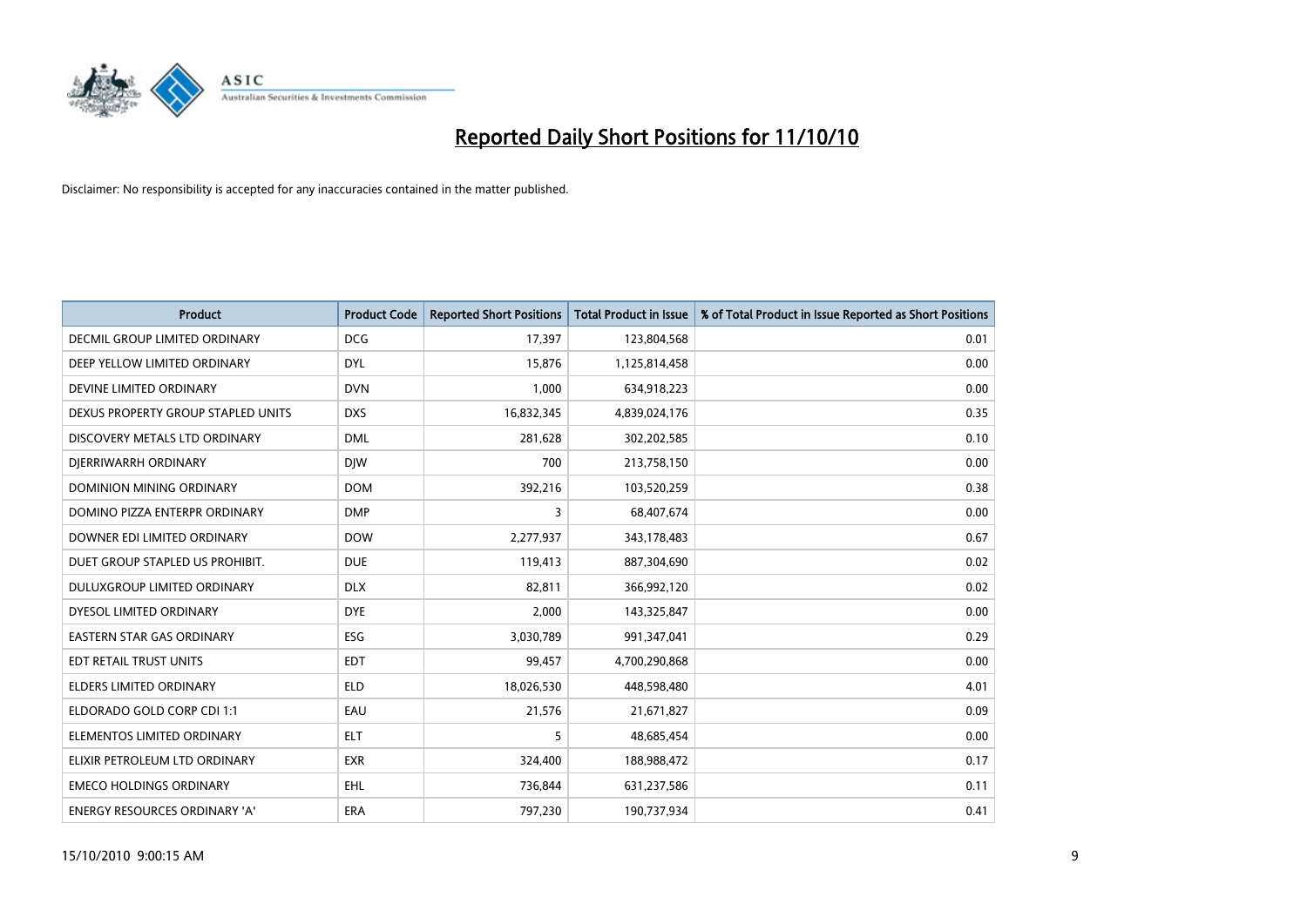# Reported Daily Short Positions for 11/10/10

Disclaimer: No responsibility is accepted for any inaccuracies contained in the matter published.

| Product | Product Code | Reported Short Positions | Total Product in Issue | % of Total Product in Issue Reported as Short Positions |
|---|---|---|---|---|
| DECMIL GROUP LIMITED ORDINARY | DCG | 17,397 | 123,804,568 | 0.01 |
| DEEP YELLOW LIMITED ORDINARY | DYL | 15,876 | 1,125,814,458 | 0.00 |
| DEVINE LIMITED ORDINARY | DVN | 1,000 | 634,918,223 | 0.00 |
| DEXUS PROPERTY GROUP STAPLED UNITS | DXS | 16,832,345 | 4,839,024,176 | 0.35 |
| DISCOVERY METALS LTD ORDINARY | DML | 281,628 | 302,202,585 | 0.10 |
| DJERRIWARRH ORDINARY | DJW | 700 | 213,758,150 | 0.00 |
| DOMINION MINING ORDINARY | DOM | 392,216 | 103,520,259 | 0.38 |
| DOMINO PIZZA ENTERPR ORDINARY | DMP | 3 | 68,407,674 | 0.00 |
| DOWNER EDI LIMITED ORDINARY | DOW | 2,277,937 | 343,178,483 | 0.67 |
| DUET GROUP STAPLED US PROHIBIT. | DUE | 119,413 | 887,304,690 | 0.02 |
| DULUXGROUP LIMITED ORDINARY | DLX | 82,811 | 366,992,120 | 0.02 |
| DYESOL LIMITED ORDINARY | DYE | 2,000 | 143,325,847 | 0.00 |
| EASTERN STAR GAS ORDINARY | ESG | 3,030,789 | 991,347,041 | 0.29 |
| EDT RETAIL TRUST UNITS | EDT | 99,457 | 4,700,290,868 | 0.00 |
| ELDERS LIMITED ORDINARY | ELD | 18,026,530 | 448,598,480 | 4.01 |
| ELDORADO GOLD CORP CDI 1:1 | EAU | 21,576 | 21,671,827 | 0.09 |
| ELEMENTOS LIMITED ORDINARY | ELT | 5 | 48,685,454 | 0.00 |
| ELIXIR PETROLEUM LTD ORDINARY | EXR | 324,400 | 188,988,472 | 0.17 |
| EMECO HOLDINGS ORDINARY | EHL | 736,844 | 631,237,586 | 0.11 |
| ENERGY RESOURCES ORDINARY 'A' | ERA | 797,230 | 190,737,934 | 0.41 |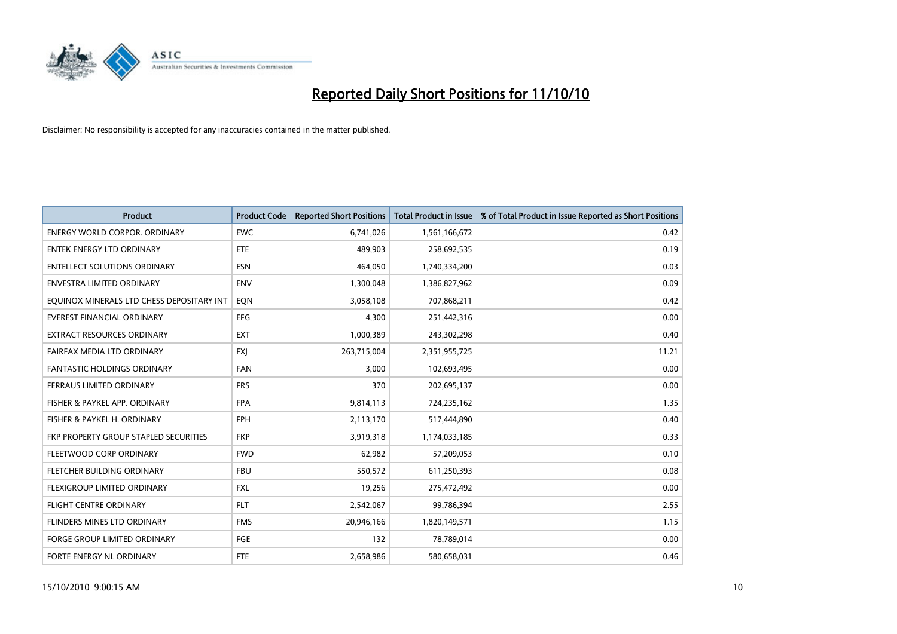# Reported Daily Short Positions for 11/10/10

Disclaimer: No responsibility is accepted for any inaccuracies contained in the matter published.

| Product | Product Code | Reported Short Positions | Total Product in Issue | % of Total Product in Issue Reported as Short Positions |
|---|---|---|---|---|
| ENERGY WORLD CORPOR. ORDINARY | EWC | 6,741,026 | 1,561,166,672 | 0.42 |
| ENTEK ENERGY LTD ORDINARY | ETE | 489,903 | 258,692,535 | 0.19 |
| ENTELLECT SOLUTIONS ORDINARY | ESN | 464,050 | 1,740,334,200 | 0.03 |
| ENVESTRA LIMITED ORDINARY | ENV | 1,300,048 | 1,386,827,962 | 0.09 |
| EQUINOX MINERALS LTD CHESS DEPOSITARY INT | EQN | 3,058,108 | 707,868,211 | 0.42 |
| EVEREST FINANCIAL ORDINARY | EFG | 4,300 | 251,442,316 | 0.00 |
| EXTRACT RESOURCES ORDINARY | EXT | 1,000,389 | 243,302,298 | 0.40 |
| FAIRFAX MEDIA LTD ORDINARY | FXJ | 263,715,004 | 2,351,955,725 | 11.21 |
| FANTASTIC HOLDINGS ORDINARY | FAN | 3,000 | 102,693,495 | 0.00 |
| FERRAUS LIMITED ORDINARY | FRS | 370 | 202,695,137 | 0.00 |
| FISHER & PAYKEL APP. ORDINARY | FPA | 9,814,113 | 724,235,162 | 1.35 |
| FISHER & PAYKEL H. ORDINARY | FPH | 2,113,170 | 517,444,890 | 0.40 |
| FKP PROPERTY GROUP STAPLED SECURITIES | FKP | 3,919,318 | 1,174,033,185 | 0.33 |
| FLEETWOOD CORP ORDINARY | FWD | 62,982 | 57,209,053 | 0.10 |
| FLETCHER BUILDING ORDINARY | FBU | 550,572 | 611,250,393 | 0.08 |
| FLEXIGROUP LIMITED ORDINARY | FXL | 19,256 | 275,472,492 | 0.00 |
| FLIGHT CENTRE ORDINARY | FLT | 2,542,067 | 99,786,394 | 2.55 |
| FLINDERS MINES LTD ORDINARY | FMS | 20,946,166 | 1,820,149,571 | 1.15 |
| FORGE GROUP LIMITED ORDINARY | FGE | 132 | 78,789,014 | 0.00 |
| FORTE ENERGY NL ORDINARY | FTE | 2,658,986 | 580,658,031 | 0.46 |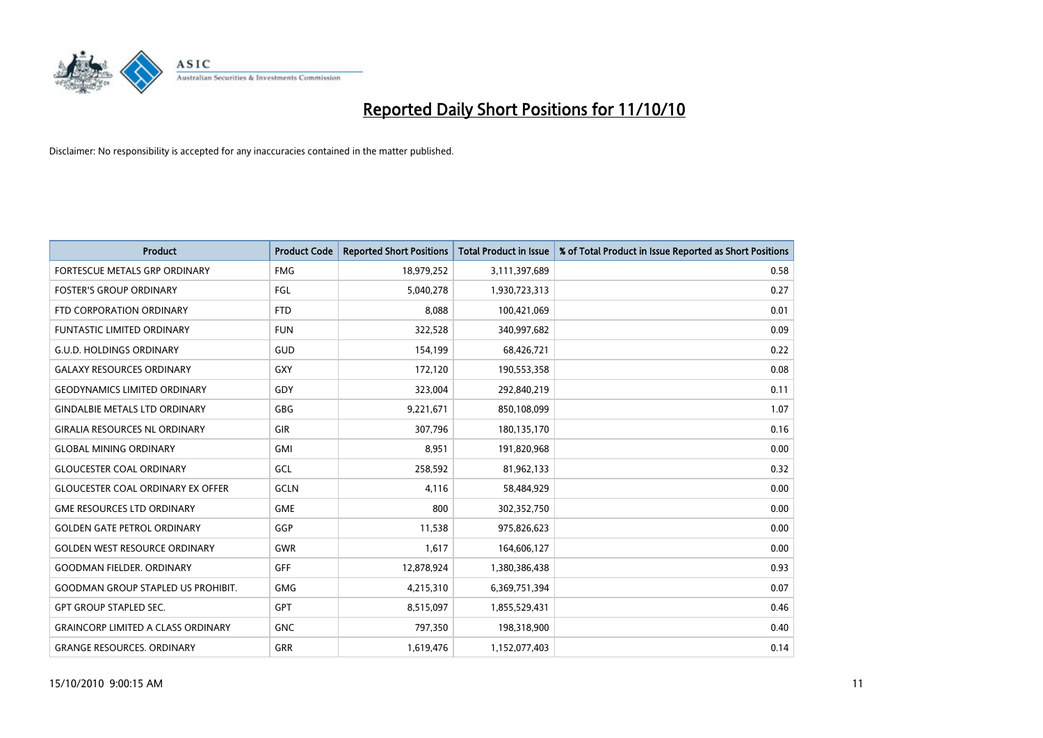# Reported Daily Short Positions for 11/10/10

Disclaimer: No responsibility is accepted for any inaccuracies contained in the matter published.

| Product | Product Code | Reported Short Positions | Total Product in Issue | % of Total Product in Issue Reported as Short Positions |
|---|---|---|---|---|
| FORTESCUE METALS GRP ORDINARY | FMG | 18,979,252 | 3,111,397,689 | 0.58 |
| FOSTER'S GROUP ORDINARY | FGL | 5,040,278 | 1,930,723,313 | 0.27 |
| FTD CORPORATION ORDINARY | FTD | 8,088 | 100,421,069 | 0.01 |
| FUNTASTIC LIMITED ORDINARY | FUN | 322,528 | 340,997,682 | 0.09 |
| G.U.D. HOLDINGS ORDINARY | GUD | 154,199 | 68,426,721 | 0.22 |
| GALAXY RESOURCES ORDINARY | GXY | 172,120 | 190,553,358 | 0.08 |
| GEODYNAMICS LIMITED ORDINARY | GDY | 323,004 | 292,840,219 | 0.11 |
| GINDALBIE METALS LTD ORDINARY | GBG | 9,221,671 | 850,108,099 | 1.07 |
| GIRALIA RESOURCES NL ORDINARY | GIR | 307,796 | 180,135,170 | 0.16 |
| GLOBAL MINING ORDINARY | GMI | 8,951 | 191,820,968 | 0.00 |
| GLOUCESTER COAL ORDINARY | GCL | 258,592 | 81,962,133 | 0.32 |
| GLOUCESTER COAL ORDINARY EX OFFER | GCLN | 4,116 | 58,484,929 | 0.00 |
| GME RESOURCES LTD ORDINARY | GME | 800 | 302,352,750 | 0.00 |
| GOLDEN GATE PETROL ORDINARY | GGP | 11,538 | 975,826,623 | 0.00 |
| GOLDEN WEST RESOURCE ORDINARY | GWR | 1,617 | 164,606,127 | 0.00 |
| GOODMAN FIELDER. ORDINARY | GFF | 12,878,924 | 1,380,386,438 | 0.93 |
| GOODMAN GROUP STAPLED US PROHIBIT. | GMG | 4,215,310 | 6,369,751,394 | 0.07 |
| GPT GROUP STAPLED SEC. | GPT | 8,515,097 | 1,855,529,431 | 0.46 |
| GRAINCORP LIMITED A CLASS ORDINARY | GNC | 797,350 | 198,318,900 | 0.40 |
| GRANGE RESOURCES. ORDINARY | GRR | 1,619,476 | 1,152,077,403 | 0.14 |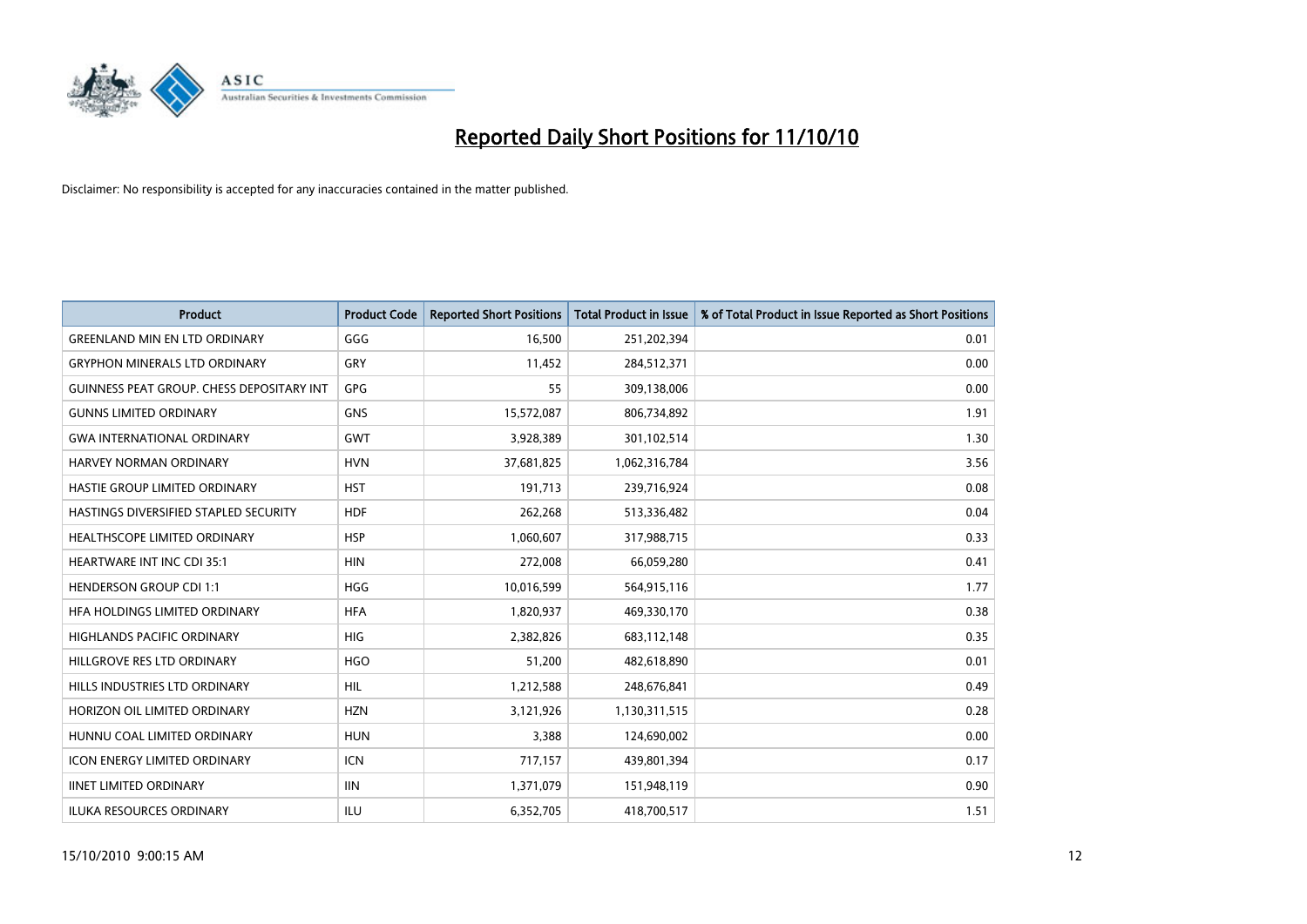# Reported Daily Short Positions for 11/10/10

Disclaimer: No responsibility is accepted for any inaccuracies contained in the matter published.

| Product | Product Code | Reported Short Positions | Total Product in Issue | % of Total Product in Issue Reported as Short Positions |
| --- | --- | --- | --- | --- |
| GREENLAND MIN EN LTD ORDINARY | GGG | 16,500 | 251,202,394 | 0.01 |
| GRYPHON MINERALS LTD ORDINARY | GRY | 11,452 | 284,512,371 | 0.00 |
| GUINNESS PEAT GROUP. CHESS DEPOSITARY INT | GPG | 55 | 309,138,006 | 0.00 |
| GUNNS LIMITED ORDINARY | GNS | 15,572,087 | 806,734,892 | 1.91 |
| GWA INTERNATIONAL ORDINARY | GWT | 3,928,389 | 301,102,514 | 1.30 |
| HARVEY NORMAN ORDINARY | HVN | 37,681,825 | 1,062,316,784 | 3.56 |
| HASTIE GROUP LIMITED ORDINARY | HST | 191,713 | 239,716,924 | 0.08 |
| HASTINGS DIVERSIFIED STAPLED SECURITY | HDF | 262,268 | 513,336,482 | 0.04 |
| HEALTHSCOPE LIMITED ORDINARY | HSP | 1,060,607 | 317,988,715 | 0.33 |
| HEARTWARE INT INC CDI 35:1 | HIN | 272,008 | 66,059,280 | 0.41 |
| HENDERSON GROUP CDI 1:1 | HGG | 10,016,599 | 564,915,116 | 1.77 |
| HFA HOLDINGS LIMITED ORDINARY | HFA | 1,820,937 | 469,330,170 | 0.38 |
| HIGHLANDS PACIFIC ORDINARY | HIG | 2,382,826 | 683,112,148 | 0.35 |
| HILLGROVE RES LTD ORDINARY | HGO | 51,200 | 482,618,890 | 0.01 |
| HILLS INDUSTRIES LTD ORDINARY | HIL | 1,212,588 | 248,676,841 | 0.49 |
| HORIZON OIL LIMITED ORDINARY | HZN | 3,121,926 | 1,130,311,515 | 0.28 |
| HUNNU COAL LIMITED ORDINARY | HUN | 3,388 | 124,690,002 | 0.00 |
| ICON ENERGY LIMITED ORDINARY | ICN | 717,157 | 439,801,394 | 0.17 |
| IINET LIMITED ORDINARY | IIN | 1,371,079 | 151,948,119 | 0.90 |
| ILUKA RESOURCES ORDINARY | ILU | 6,352,705 | 418,700,517 | 1.51 |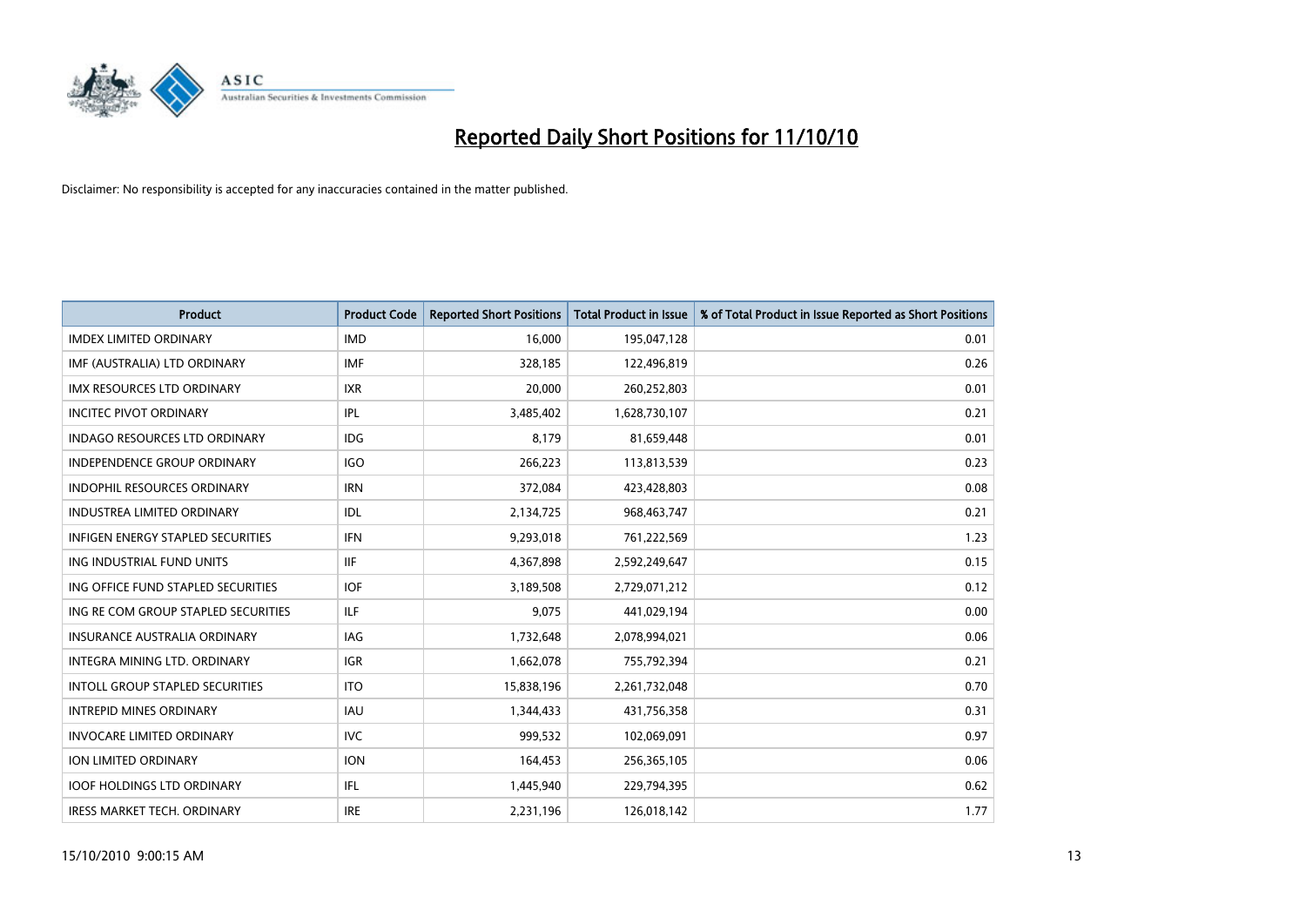# Reported Daily Short Positions for 11/10/10

Disclaimer: No responsibility is accepted for any inaccuracies contained in the matter published.

| Product | Product Code | Reported Short Positions | Total Product in Issue | % of Total Product in Issue Reported as Short Positions |
|---|---|---|---|---|
| IMDEX LIMITED ORDINARY | IMD | 16,000 | 195,047,128 | 0.01 |
| IMF (AUSTRALIA) LTD ORDINARY | IMF | 328,185 | 122,496,819 | 0.26 |
| IMX RESOURCES LTD ORDINARY | IXR | 20,000 | 260,252,803 | 0.01 |
| INCITEC PIVOT ORDINARY | IPL | 3,485,402 | 1,628,730,107 | 0.21 |
| INDAGO RESOURCES LTD ORDINARY | IDG | 8,179 | 81,659,448 | 0.01 |
| INDEPENDENCE GROUP ORDINARY | IGO | 266,223 | 113,813,539 | 0.23 |
| INDOPHIL RESOURCES ORDINARY | IRN | 372,084 | 423,428,803 | 0.08 |
| INDUSTREA LIMITED ORDINARY | IDL | 2,134,725 | 968,463,747 | 0.21 |
| INFIGEN ENERGY STAPLED SECURITIES | IFN | 9,293,018 | 761,222,569 | 1.23 |
| ING INDUSTRIAL FUND UNITS | IIF | 4,367,898 | 2,592,249,647 | 0.15 |
| ING OFFICE FUND STAPLED SECURITIES | IOF | 3,189,508 | 2,729,071,212 | 0.12 |
| ING RE COM GROUP STAPLED SECURITIES | ILF | 9,075 | 441,029,194 | 0.00 |
| INSURANCE AUSTRALIA ORDINARY | IAG | 1,732,648 | 2,078,994,021 | 0.06 |
| INTEGRA MINING LTD. ORDINARY | IGR | 1,662,078 | 755,792,394 | 0.21 |
| INTOLL GROUP STAPLED SECURITIES | ITO | 15,838,196 | 2,261,732,048 | 0.70 |
| INTREPID MINES ORDINARY | IAU | 1,344,433 | 431,756,358 | 0.31 |
| INVOCARE LIMITED ORDINARY | IVC | 999,532 | 102,069,091 | 0.97 |
| ION LIMITED ORDINARY | ION | 164,453 | 256,365,105 | 0.06 |
| IOOF HOLDINGS LTD ORDINARY | IFL | 1,445,940 | 229,794,395 | 0.62 |
| IRESS MARKET TECH. ORDINARY | IRE | 2,231,196 | 126,018,142 | 1.77 |

15/10/2010 9:00:15 AM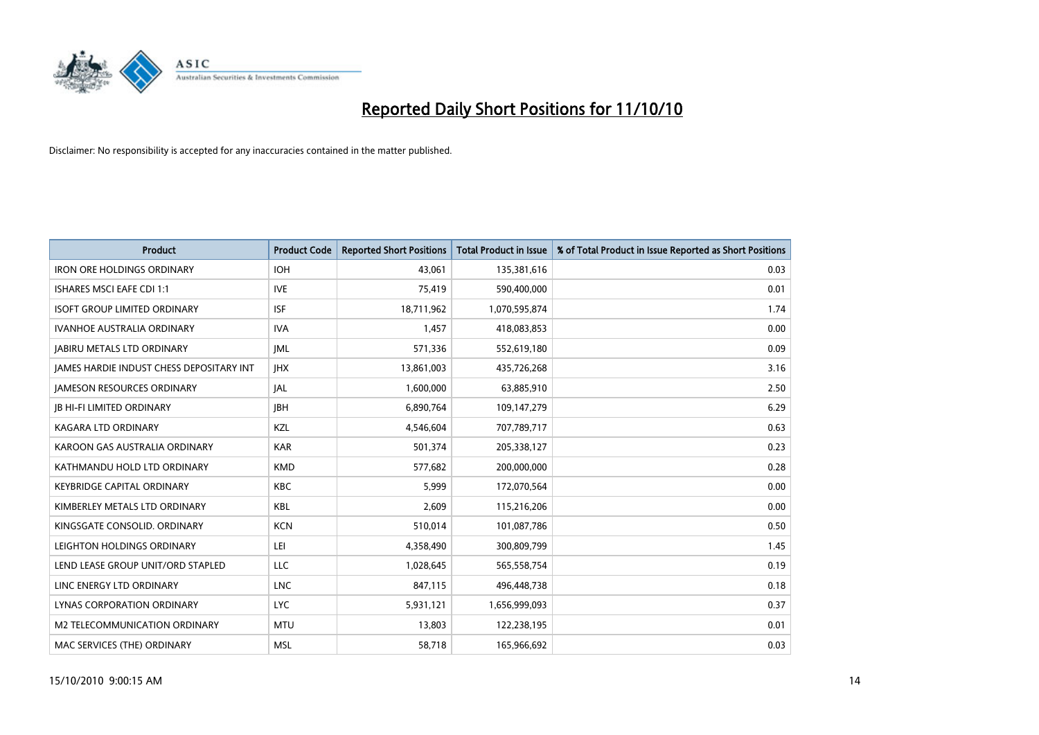# Reported Daily Short Positions for 11/10/10

Disclaimer: No responsibility is accepted for any inaccuracies contained in the matter published.

| Product | Product Code | Reported Short Positions | Total Product in Issue | % of Total Product in Issue Reported as Short Positions |
|---|---|---|---|---|
| IRON ORE HOLDINGS ORDINARY | IOH | 43,061 | 135,381,616 | 0.03 |
| ISHARES MSCI EAFE CDI 1:1 | IVE | 75,419 | 590,400,000 | 0.01 |
| ISOFT GROUP LIMITED ORDINARY | ISF | 18,711,962 | 1,070,595,874 | 1.74 |
| IVANHOE AUSTRALIA ORDINARY | IVA | 1,457 | 418,083,853 | 0.00 |
| JABIRU METALS LTD ORDINARY | JML | 571,336 | 552,619,180 | 0.09 |
| JAMES HARDIE INDUST CHESS DEPOSITARY INT | JHX | 13,861,003 | 435,726,268 | 3.16 |
| JAMESON RESOURCES ORDINARY | JAL | 1,600,000 | 63,885,910 | 2.50 |
| JB HI-FI LIMITED ORDINARY | JBH | 6,890,764 | 109,147,279 | 6.29 |
| KAGARA LTD ORDINARY | KZL | 4,546,604 | 707,789,717 | 0.63 |
| KAROON GAS AUSTRALIA ORDINARY | KAR | 501,374 | 205,338,127 | 0.23 |
| KATHMANDU HOLD LTD ORDINARY | KMD | 577,682 | 200,000,000 | 0.28 |
| KEYBRIDGE CAPITAL ORDINARY | KBC | 5,999 | 172,070,564 | 0.00 |
| KIMBERLEY METALS LTD ORDINARY | KBL | 2,609 | 115,216,206 | 0.00 |
| KINGSGATE CONSOLID. ORDINARY | KCN | 510,014 | 101,087,786 | 0.50 |
| LEIGHTON HOLDINGS ORDINARY | LEI | 4,358,490 | 300,809,799 | 1.45 |
| LEND LEASE GROUP UNIT/ORD STAPLED | LLC | 1,028,645 | 565,558,754 | 0.19 |
| LINC ENERGY LTD ORDINARY | LNC | 847,115 | 496,448,738 | 0.18 |
| LYNAS CORPORATION ORDINARY | LYC | 5,931,121 | 1,656,999,093 | 0.37 |
| M2 TELECOMMUNICATION ORDINARY | MTU | 13,803 | 122,238,195 | 0.01 |
| MAC SERVICES (THE) ORDINARY | MSL | 58,718 | 165,966,692 | 0.03 |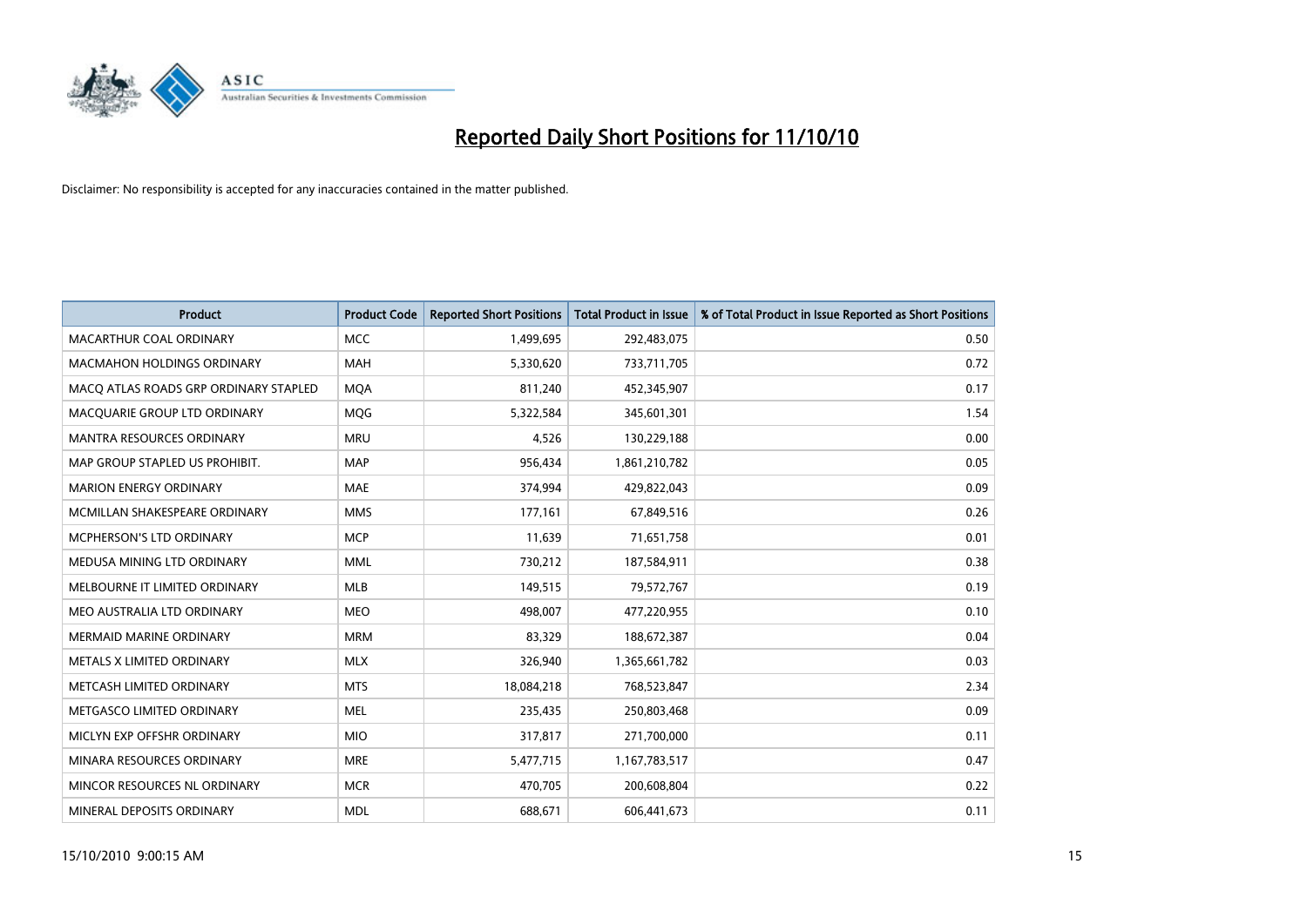# Reported Daily Short Positions for 11/10/10

Disclaimer: No responsibility is accepted for any inaccuracies contained in the matter published.

| Product | Product Code | Reported Short Positions | Total Product in Issue | % of Total Product in Issue Reported as Short Positions |
|---|---|---|---|---|
| MACARTHUR COAL ORDINARY | MCC | 1,499,695 | 292,483,075 | 0.50 |
| MACMAHON HOLDINGS ORDINARY | MAH | 5,330,620 | 733,711,705 | 0.72 |
| MACQ ATLAS ROADS GRP ORDINARY STAPLED | MQA | 811,240 | 452,345,907 | 0.17 |
| MACQUARIE GROUP LTD ORDINARY | MQG | 5,322,584 | 345,601,301 | 1.54 |
| MANTRA RESOURCES ORDINARY | MRU | 4,526 | 130,229,188 | 0.00 |
| MAP GROUP STAPLED US PROHIBIT. | MAP | 956,434 | 1,861,210,782 | 0.05 |
| MARION ENERGY ORDINARY | MAE | 374,994 | 429,822,043 | 0.09 |
| MCMILLAN SHAKESPEARE ORDINARY | MMS | 177,161 | 67,849,516 | 0.26 |
| MCPHERSON'S LTD ORDINARY | MCP | 11,639 | 71,651,758 | 0.01 |
| MEDUSA MINING LTD ORDINARY | MML | 730,212 | 187,584,911 | 0.38 |
| MELBOURNE IT LIMITED ORDINARY | MLB | 149,515 | 79,572,767 | 0.19 |
| MEO AUSTRALIA LTD ORDINARY | MEO | 498,007 | 477,220,955 | 0.10 |
| MERMAID MARINE ORDINARY | MRM | 83,329 | 188,672,387 | 0.04 |
| METALS X LIMITED ORDINARY | MLX | 326,940 | 1,365,661,782 | 0.03 |
| METCASH LIMITED ORDINARY | MTS | 18,084,218 | 768,523,847 | 2.34 |
| METGASCO LIMITED ORDINARY | MEL | 235,435 | 250,803,468 | 0.09 |
| MICLYN EXP OFFSHR ORDINARY | MIO | 317,817 | 271,700,000 | 0.11 |
| MINARA RESOURCES ORDINARY | MRE | 5,477,715 | 1,167,783,517 | 0.47 |
| MINCOR RESOURCES NL ORDINARY | MCR | 470,705 | 200,608,804 | 0.22 |
| MINERAL DEPOSITS ORDINARY | MDL | 688,671 | 606,441,673 | 0.11 |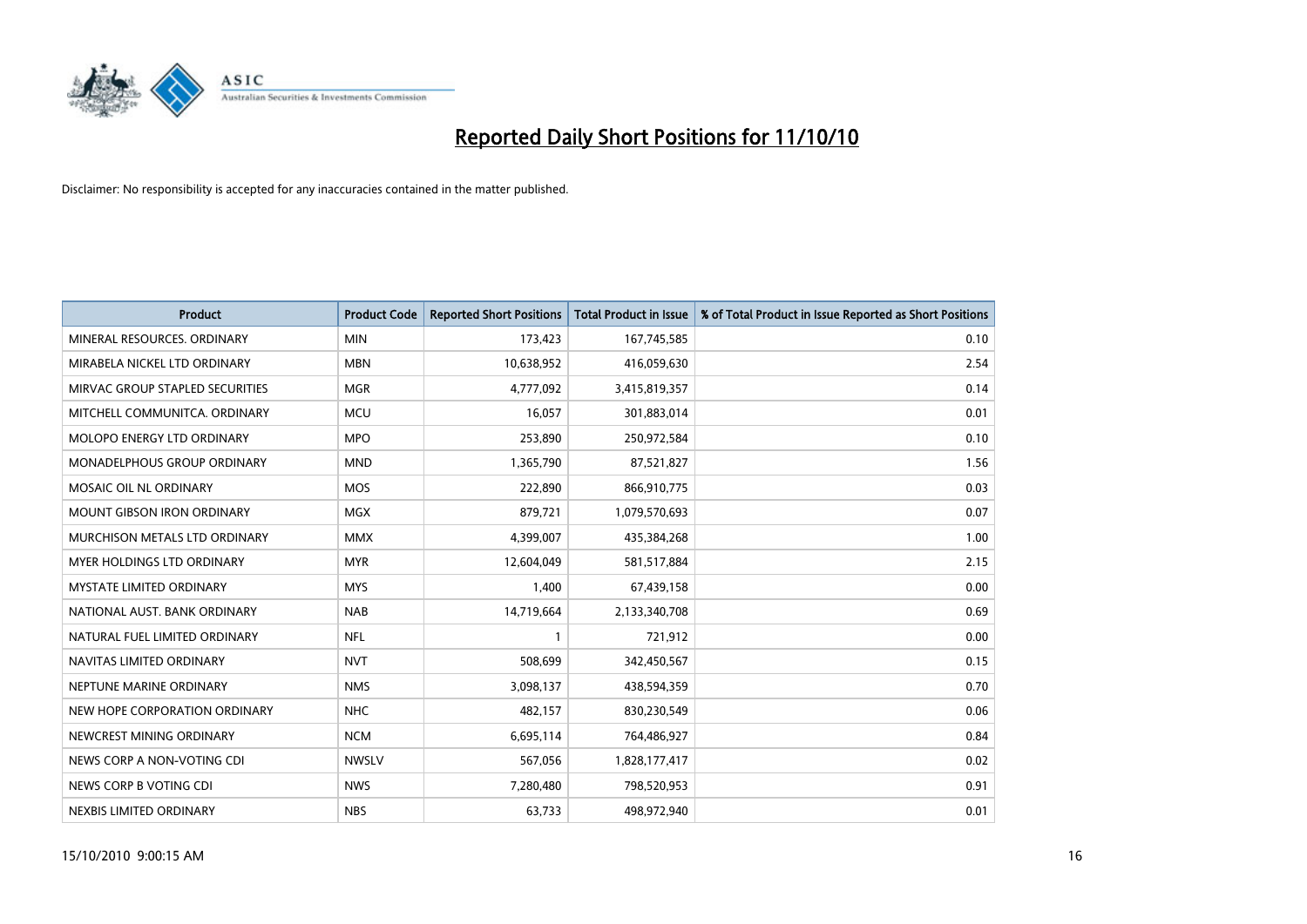# Reported Daily Short Positions for 11/10/10

Disclaimer: No responsibility is accepted for any inaccuracies contained in the matter published.

| Product | Product Code | Reported Short Positions | Total Product in Issue | % of Total Product in Issue Reported as Short Positions |
|---|---|---|---|---|
| MINERAL RESOURCES. ORDINARY | MIN | 173,423 | 167,745,585 | 0.10 |
| MIRABELA NICKEL LTD ORDINARY | MBN | 10,638,952 | 416,059,630 | 2.54 |
| MIRVAC GROUP STAPLED SECURITIES | MGR | 4,777,092 | 3,415,819,357 | 0.14 |
| MITCHELL COMMUNITCA. ORDINARY | MCU | 16,057 | 301,883,014 | 0.01 |
| MOLOPO ENERGY LTD ORDINARY | MPO | 253,890 | 250,972,584 | 0.10 |
| MONADELPHOUS GROUP ORDINARY | MND | 1,365,790 | 87,521,827 | 1.56 |
| MOSAIC OIL NL ORDINARY | MOS | 222,890 | 866,910,775 | 0.03 |
| MOUNT GIBSON IRON ORDINARY | MGX | 879,721 | 1,079,570,693 | 0.07 |
| MURCHISON METALS LTD ORDINARY | MMX | 4,399,007 | 435,384,268 | 1.00 |
| MYER HOLDINGS LTD ORDINARY | MYR | 12,604,049 | 581,517,884 | 2.15 |
| MYSTATE LIMITED ORDINARY | MYS | 1,400 | 67,439,158 | 0.00 |
| NATIONAL AUST. BANK ORDINARY | NAB | 14,719,664 | 2,133,340,708 | 0.69 |
| NATURAL FUEL LIMITED ORDINARY | NFL | 1 | 721,912 | 0.00 |
| NAVITAS LIMITED ORDINARY | NVT | 508,699 | 342,450,567 | 0.15 |
| NEPTUNE MARINE ORDINARY | NMS | 3,098,137 | 438,594,359 | 0.70 |
| NEW HOPE CORPORATION ORDINARY | NHC | 482,157 | 830,230,549 | 0.06 |
| NEWCREST MINING ORDINARY | NCM | 6,695,114 | 764,486,927 | 0.84 |
| NEWS CORP A NON-VOTING CDI | NWSLV | 567,056 | 1,828,177,417 | 0.02 |
| NEWS CORP B VOTING CDI | NWS | 7,280,480 | 798,520,953 | 0.91 |
| NEXBIS LIMITED ORDINARY | NBS | 63,733 | 498,972,940 | 0.01 |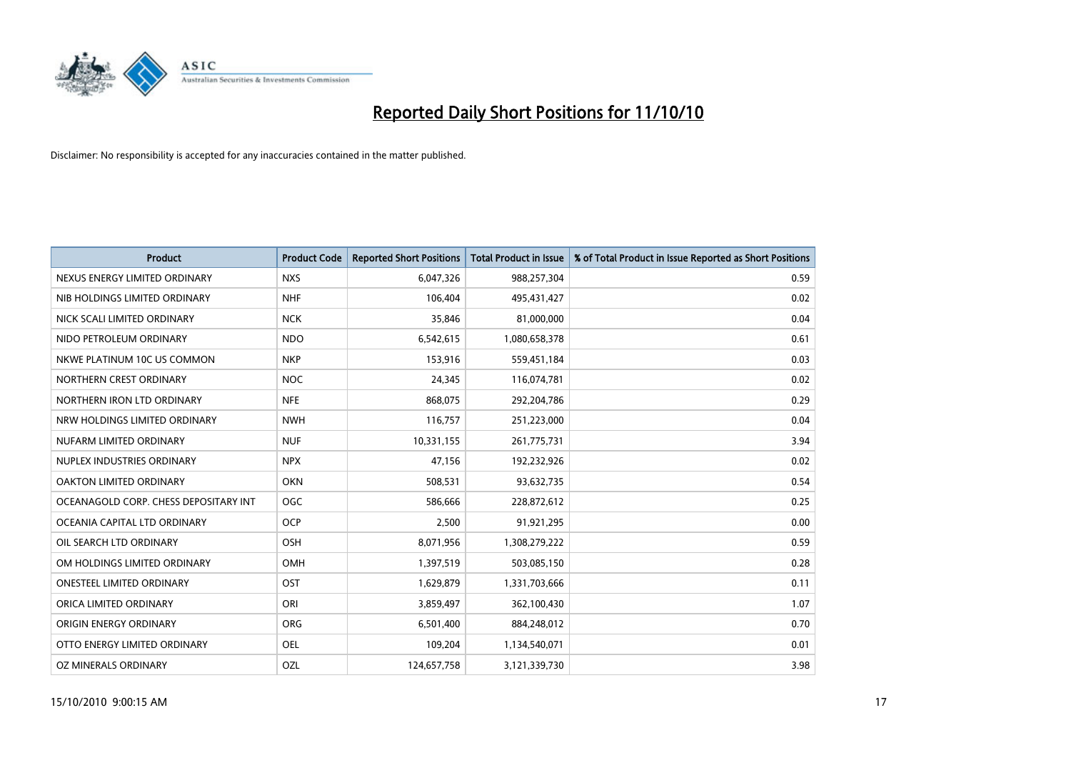# Reported Daily Short Positions for 11/10/10

Disclaimer: No responsibility is accepted for any inaccuracies contained in the matter published.

| Product | Product Code | Reported Short Positions | Total Product in Issue | % of Total Product in Issue Reported as Short Positions |
| --- | --- | --- | --- | --- |
| NEXUS ENERGY LIMITED ORDINARY | NXS | 6,047,326 | 988,257,304 | 0.59 |
| NIB HOLDINGS LIMITED ORDINARY | NHF | 106,404 | 495,431,427 | 0.02 |
| NICK SCALI LIMITED ORDINARY | NCK | 35,846 | 81,000,000 | 0.04 |
| NIDO PETROLEUM ORDINARY | NDO | 6,542,615 | 1,080,658,378 | 0.61 |
| NKWE PLATINUM 10C US COMMON | NKP | 153,916 | 559,451,184 | 0.03 |
| NORTHERN CREST ORDINARY | NOC | 24,345 | 116,074,781 | 0.02 |
| NORTHERN IRON LTD ORDINARY | NFE | 868,075 | 292,204,786 | 0.29 |
| NRW HOLDINGS LIMITED ORDINARY | NWH | 116,757 | 251,223,000 | 0.04 |
| NUFARM LIMITED ORDINARY | NUF | 10,331,155 | 261,775,731 | 3.94 |
| NUPLEX INDUSTRIES ORDINARY | NPX | 47,156 | 192,232,926 | 0.02 |
| OAKTON LIMITED ORDINARY | OKN | 508,531 | 93,632,735 | 0.54 |
| OCEANAGOLD CORP. CHESS DEPOSITARY INT | OGC | 586,666 | 228,872,612 | 0.25 |
| OCEANIA CAPITAL LTD ORDINARY | OCP | 2,500 | 91,921,295 | 0.00 |
| OIL SEARCH LTD ORDINARY | OSH | 8,071,956 | 1,308,279,222 | 0.59 |
| OM HOLDINGS LIMITED ORDINARY | OMH | 1,397,519 | 503,085,150 | 0.28 |
| ONESTEEL LIMITED ORDINARY | OST | 1,629,879 | 1,331,703,666 | 0.11 |
| ORICA LIMITED ORDINARY | ORI | 3,859,497 | 362,100,430 | 1.07 |
| ORIGIN ENERGY ORDINARY | ORG | 6,501,400 | 884,248,012 | 0.70 |
| OTTO ENERGY LIMITED ORDINARY | OEL | 109,204 | 1,134,540,071 | 0.01 |
| OZ MINERALS ORDINARY | OZL | 124,657,758 | 3,121,339,730 | 3.98 |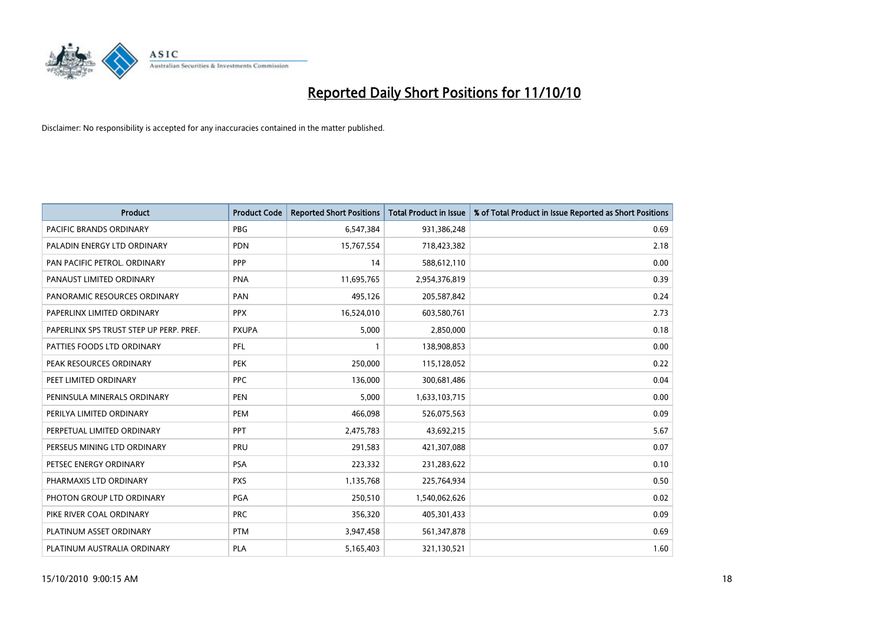# Reported Daily Short Positions for 11/10/10

Disclaimer: No responsibility is accepted for any inaccuracies contained in the matter published.

| Product | Product Code | Reported Short Positions | Total Product in Issue | % of Total Product in Issue Reported as Short Positions |
|---|---|---|---|---|
| PACIFIC BRANDS ORDINARY | PBG | 6,547,384 | 931,386,248 | 0.69 |
| PALADIN ENERGY LTD ORDINARY | PDN | 15,767,554 | 718,423,382 | 2.18 |
| PAN PACIFIC PETROL. ORDINARY | PPP | 14 | 588,612,110 | 0.00 |
| PANAUST LIMITED ORDINARY | PNA | 11,695,765 | 2,954,376,819 | 0.39 |
| PANORAMIC RESOURCES ORDINARY | PAN | 495,126 | 205,587,842 | 0.24 |
| PAPERLINX LIMITED ORDINARY | PPX | 16,524,010 | 603,580,761 | 2.73 |
| PAPERLINX SPS TRUST STEP UP PERP. PREF. | PXUPA | 5,000 | 2,850,000 | 0.18 |
| PATTIES FOODS LTD ORDINARY | PFL | 1 | 138,908,853 | 0.00 |
| PEAK RESOURCES ORDINARY | PEK | 250,000 | 115,128,052 | 0.22 |
| PEET LIMITED ORDINARY | PPC | 136,000 | 300,681,486 | 0.04 |
| PENINSULA MINERALS ORDINARY | PEN | 5,000 | 1,633,103,715 | 0.00 |
| PERILYA LIMITED ORDINARY | PEM | 466,098 | 526,075,563 | 0.09 |
| PERPETUAL LIMITED ORDINARY | PPT | 2,475,783 | 43,692,215 | 5.67 |
| PERSEUS MINING LTD ORDINARY | PRU | 291,583 | 421,307,088 | 0.07 |
| PETSEC ENERGY ORDINARY | PSA | 223,332 | 231,283,622 | 0.10 |
| PHARMAXIS LTD ORDINARY | PXS | 1,135,768 | 225,764,934 | 0.50 |
| PHOTON GROUP LTD ORDINARY | PGA | 250,510 | 1,540,062,626 | 0.02 |
| PIKE RIVER COAL ORDINARY | PRC | 356,320 | 405,301,433 | 0.09 |
| PLATINUM ASSET ORDINARY | PTM | 3,947,458 | 561,347,878 | 0.69 |
| PLATINUM AUSTRALIA ORDINARY | PLA | 5,165,403 | 321,130,521 | 1.60 |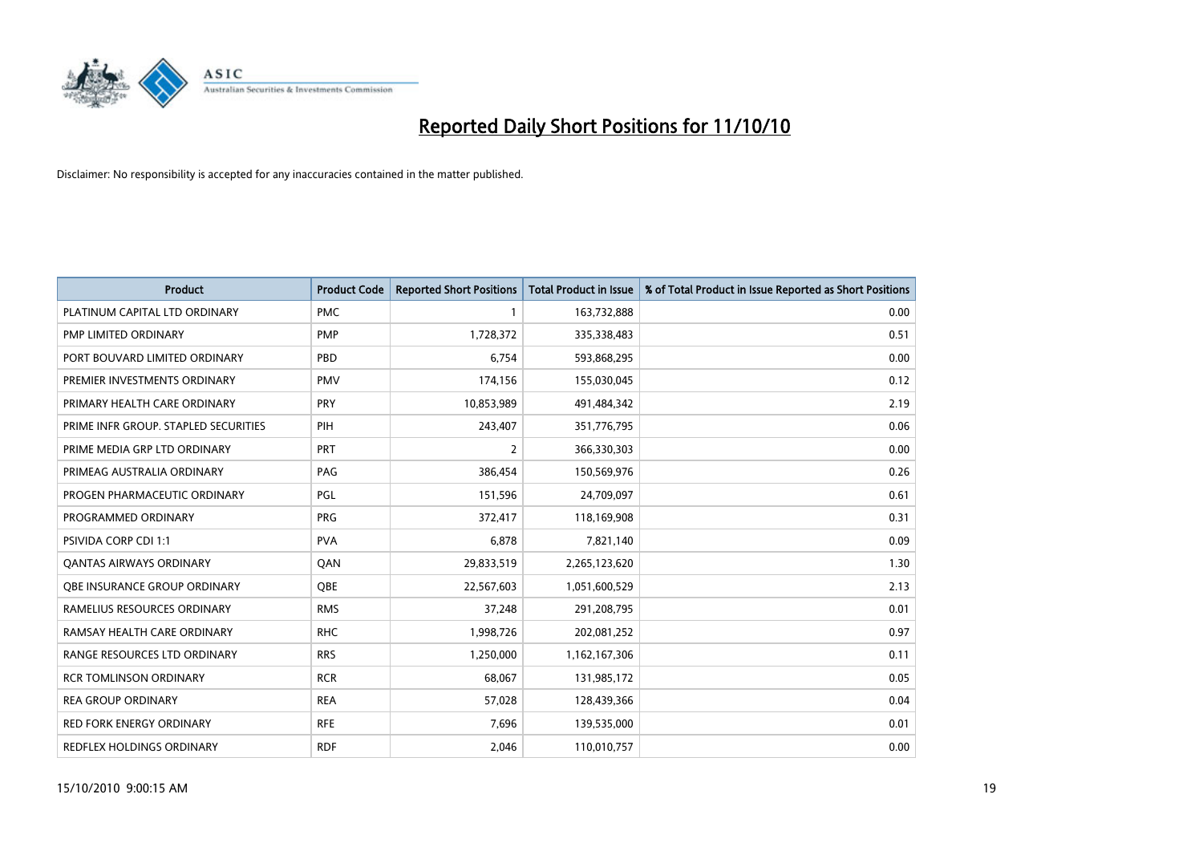# Reported Daily Short Positions for 11/10/10

Disclaimer: No responsibility is accepted for any inaccuracies contained in the matter published.

| Product | Product Code | Reported Short Positions | Total Product in Issue | % of Total Product in Issue Reported as Short Positions |
|---|---|---|---|---|
| PLATINUM CAPITAL LTD ORDINARY | PMC | 1 | 163,732,888 | 0.00 |
| PMP LIMITED ORDINARY | PMP | 1,728,372 | 335,338,483 | 0.51 |
| PORT BOUVARD LIMITED ORDINARY | PBD | 6,754 | 593,868,295 | 0.00 |
| PREMIER INVESTMENTS ORDINARY | PMV | 174,156 | 155,030,045 | 0.12 |
| PRIMARY HEALTH CARE ORDINARY | PRY | 10,853,989 | 491,484,342 | 2.19 |
| PRIME INFR GROUP. STAPLED SECURITIES | PIH | 243,407 | 351,776,795 | 0.06 |
| PRIME MEDIA GRP LTD ORDINARY | PRT | 2 | 366,330,303 | 0.00 |
| PRIMEAG AUSTRALIA ORDINARY | PAG | 386,454 | 150,569,976 | 0.26 |
| PROGEN PHARMACEUTIC ORDINARY | PGL | 151,596 | 24,709,097 | 0.61 |
| PROGRAMMED ORDINARY | PRG | 372,417 | 118,169,908 | 0.31 |
| PSIVIDA CORP CDI 1:1 | PVA | 6,878 | 7,821,140 | 0.09 |
| QANTAS AIRWAYS ORDINARY | QAN | 29,833,519 | 2,265,123,620 | 1.30 |
| QBE INSURANCE GROUP ORDINARY | QBE | 22,567,603 | 1,051,600,529 | 2.13 |
| RAMELIUS RESOURCES ORDINARY | RMS | 37,248 | 291,208,795 | 0.01 |
| RAMSAY HEALTH CARE ORDINARY | RHC | 1,998,726 | 202,081,252 | 0.97 |
| RANGE RESOURCES LTD ORDINARY | RRS | 1,250,000 | 1,162,167,306 | 0.11 |
| RCR TOMLINSON ORDINARY | RCR | 68,067 | 131,985,172 | 0.05 |
| REA GROUP ORDINARY | REA | 57,028 | 128,439,366 | 0.04 |
| RED FORK ENERGY ORDINARY | RFE | 7,696 | 139,535,000 | 0.01 |
| REDFLEX HOLDINGS ORDINARY | RDF | 2,046 | 110,010,757 | 0.00 |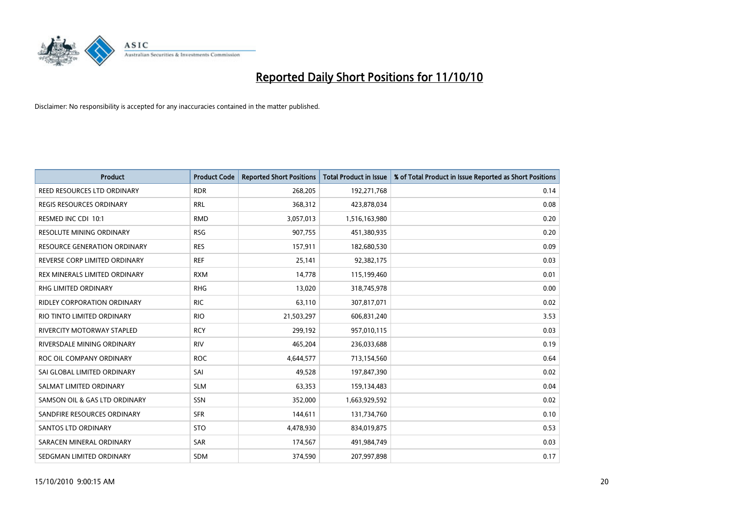# Reported Daily Short Positions for 11/10/10

Disclaimer: No responsibility is accepted for any inaccuracies contained in the matter published.

| Product | Product Code | Reported Short Positions | Total Product in Issue | % of Total Product in Issue Reported as Short Positions |
|---|---|---|---|---|
| REED RESOURCES LTD ORDINARY | RDR | 268,205 | 192,271,768 | 0.14 |
| REGIS RESOURCES ORDINARY | RRL | 368,312 | 423,878,034 | 0.08 |
| RESMED INC CDI 10:1 | RMD | 3,057,013 | 1,516,163,980 | 0.20 |
| RESOLUTE MINING ORDINARY | RSG | 907,755 | 451,380,935 | 0.20 |
| RESOURCE GENERATION ORDINARY | RES | 157,911 | 182,680,530 | 0.09 |
| REVERSE CORP LIMITED ORDINARY | REF | 25,141 | 92,382,175 | 0.03 |
| REX MINERALS LIMITED ORDINARY | RXM | 14,778 | 115,199,460 | 0.01 |
| RHG LIMITED ORDINARY | RHG | 13,020 | 318,745,978 | 0.00 |
| RIDLEY CORPORATION ORDINARY | RIC | 63,110 | 307,817,071 | 0.02 |
| RIO TINTO LIMITED ORDINARY | RIO | 21,503,297 | 606,831,240 | 3.53 |
| RIVERCITY MOTORWAY STAPLED | RCY | 299,192 | 957,010,115 | 0.03 |
| RIVERSDALE MINING ORDINARY | RIV | 465,204 | 236,033,688 | 0.19 |
| ROC OIL COMPANY ORDINARY | ROC | 4,644,577 | 713,154,560 | 0.64 |
| SAI GLOBAL LIMITED ORDINARY | SAI | 49,528 | 197,847,390 | 0.02 |
| SALMAT LIMITED ORDINARY | SLM | 63,353 | 159,134,483 | 0.04 |
| SAMSON OIL & GAS LTD ORDINARY | SSN | 352,000 | 1,663,929,592 | 0.02 |
| SANDFIRE RESOURCES ORDINARY | SFR | 144,611 | 131,734,760 | 0.10 |
| SANTOS LTD ORDINARY | STO | 4,478,930 | 834,019,875 | 0.53 |
| SARACEN MINERAL ORDINARY | SAR | 174,567 | 491,984,749 | 0.03 |
| SEDGMAN LIMITED ORDINARY | SDM | 374,590 | 207,997,898 | 0.17 |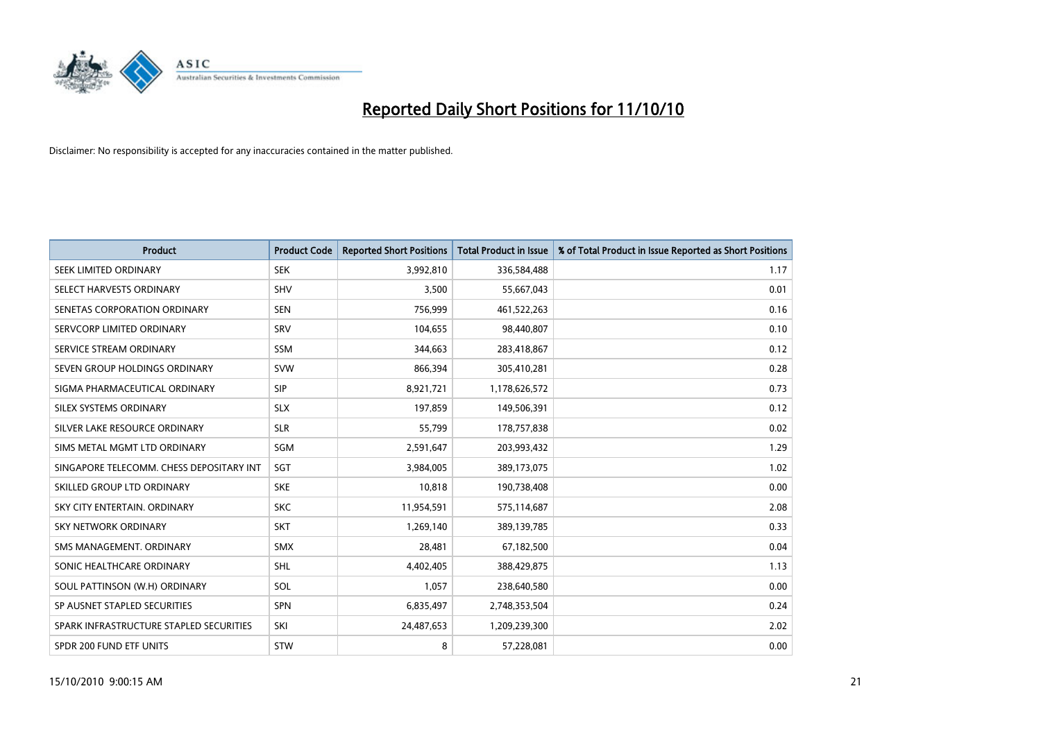# Reported Daily Short Positions for 11/10/10

Disclaimer: No responsibility is accepted for any inaccuracies contained in the matter published.

| Product | Product Code | Reported Short Positions | Total Product in Issue | % of Total Product in Issue Reported as Short Positions |
|---|---|---|---|---|
| SEEK LIMITED ORDINARY | SEK | 3,992,810 | 336,584,488 | 1.17 |
| SELECT HARVESTS ORDINARY | SHV | 3,500 | 55,667,043 | 0.01 |
| SENETAS CORPORATION ORDINARY | SEN | 756,999 | 461,522,263 | 0.16 |
| SERVCORP LIMITED ORDINARY | SRV | 104,655 | 98,440,807 | 0.10 |
| SERVICE STREAM ORDINARY | SSM | 344,663 | 283,418,867 | 0.12 |
| SEVEN GROUP HOLDINGS ORDINARY | SVW | 866,394 | 305,410,281 | 0.28 |
| SIGMA PHARMACEUTICAL ORDINARY | SIP | 8,921,721 | 1,178,626,572 | 0.73 |
| SILEX SYSTEMS ORDINARY | SLX | 197,859 | 149,506,391 | 0.12 |
| SILVER LAKE RESOURCE ORDINARY | SLR | 55,799 | 178,757,838 | 0.02 |
| SIMS METAL MGMT LTD ORDINARY | SGM | 2,591,647 | 203,993,432 | 1.29 |
| SINGAPORE TELECOMM. CHESS DEPOSITARY INT | SGT | 3,984,005 | 389,173,075 | 1.02 |
| SKILLED GROUP LTD ORDINARY | SKE | 10,818 | 190,738,408 | 0.00 |
| SKY CITY ENTERTAIN. ORDINARY | SKC | 11,954,591 | 575,114,687 | 2.08 |
| SKY NETWORK ORDINARY | SKT | 1,269,140 | 389,139,785 | 0.33 |
| SMS MANAGEMENT. ORDINARY | SMX | 28,481 | 67,182,500 | 0.04 |
| SONIC HEALTHCARE ORDINARY | SHL | 4,402,405 | 388,429,875 | 1.13 |
| SOUL PATTINSON (W.H) ORDINARY | SOL | 1,057 | 238,640,580 | 0.00 |
| SP AUSNET STAPLED SECURITIES | SPN | 6,835,497 | 2,748,353,504 | 0.24 |
| SPARK INFRASTRUCTURE STAPLED SECURITIES | SKI | 24,487,653 | 1,209,239,300 | 2.02 |
| SPDR 200 FUND ETF UNITS | STW | 8 | 57,228,081 | 0.00 |

15/10/2010 9:00:15 AM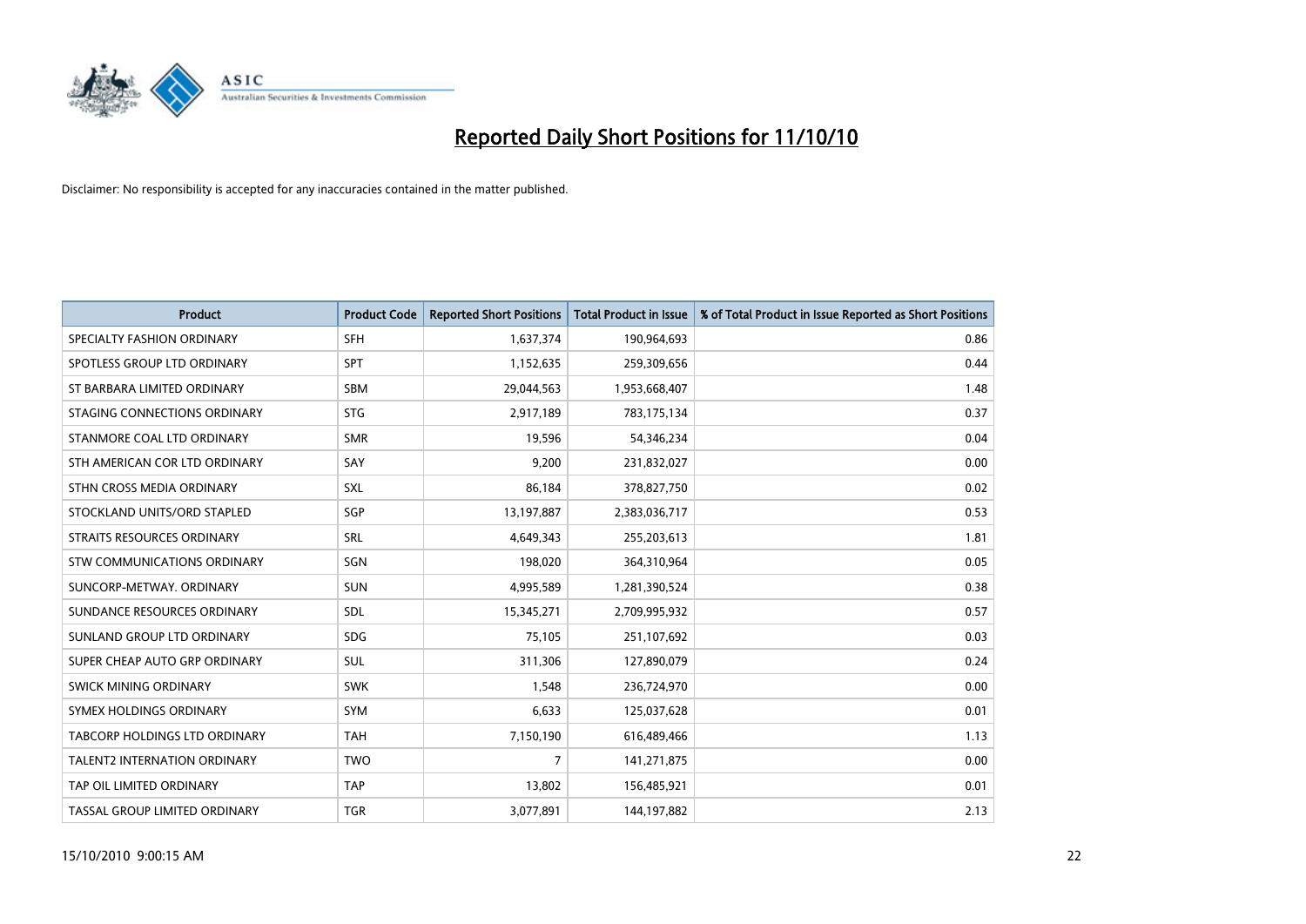# Reported Daily Short Positions for 11/10/10

Disclaimer: No responsibility is accepted for any inaccuracies contained in the matter published.

| Product | Product Code | Reported Short Positions | Total Product in Issue | % of Total Product in Issue Reported as Short Positions |
|---|---|---|---|---|
| SPECIALTY FASHION ORDINARY | SFH | 1,637,374 | 190,964,693 | 0.86 |
| SPOTLESS GROUP LTD ORDINARY | SPT | 1,152,635 | 259,309,656 | 0.44 |
| ST BARBARA LIMITED ORDINARY | SBM | 29,044,563 | 1,953,668,407 | 1.48 |
| STAGING CONNECTIONS ORDINARY | STG | 2,917,189 | 783,175,134 | 0.37 |
| STANMORE COAL LTD ORDINARY | SMR | 19,596 | 54,346,234 | 0.04 |
| STH AMERICAN COR LTD ORDINARY | SAY | 9,200 | 231,832,027 | 0.00 |
| STHN CROSS MEDIA ORDINARY | SXL | 86,184 | 378,827,750 | 0.02 |
| STOCKLAND UNITS/ORD STAPLED | SGP | 13,197,887 | 2,383,036,717 | 0.53 |
| STRAITS RESOURCES ORDINARY | SRL | 4,649,343 | 255,203,613 | 1.81 |
| STW COMMUNICATIONS ORDINARY | SGN | 198,020 | 364,310,964 | 0.05 |
| SUNCORP-METWAY. ORDINARY | SUN | 4,995,589 | 1,281,390,524 | 0.38 |
| SUNDANCE RESOURCES ORDINARY | SDL | 15,345,271 | 2,709,995,932 | 0.57 |
| SUNLAND GROUP LTD ORDINARY | SDG | 75,105 | 251,107,692 | 0.03 |
| SUPER CHEAP AUTO GRP ORDINARY | SUL | 311,306 | 127,890,079 | 0.24 |
| SWICK MINING ORDINARY | SWK | 1,548 | 236,724,970 | 0.00 |
| SYMEX HOLDINGS ORDINARY | SYM | 6,633 | 125,037,628 | 0.01 |
| TABCORP HOLDINGS LTD ORDINARY | TAH | 7,150,190 | 616,489,466 | 1.13 |
| TALENT2 INTERNATION ORDINARY | TWO | 7 | 141,271,875 | 0.00 |
| TAP OIL LIMITED ORDINARY | TAP | 13,802 | 156,485,921 | 0.01 |
| TASSAL GROUP LIMITED ORDINARY | TGR | 3,077,891 | 144,197,882 | 2.13 |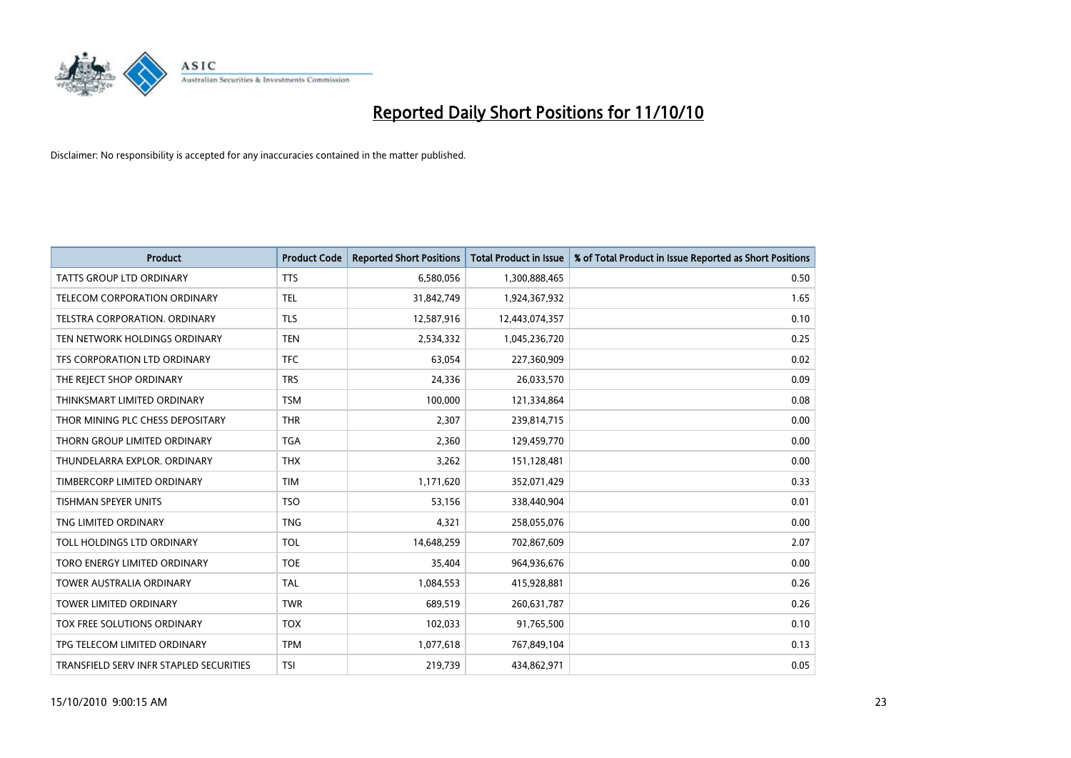# Reported Daily Short Positions for 11/10/10

Disclaimer: No responsibility is accepted for any inaccuracies contained in the matter published.

| Product | Product Code | Reported Short Positions | Total Product in Issue | % of Total Product in Issue Reported as Short Positions |
|---|---|---|---|---|
| TATTS GROUP LTD ORDINARY | TTS | 6,580,056 | 1,300,888,465 | 0.50 |
| TELECOM CORPORATION ORDINARY | TEL | 31,842,749 | 1,924,367,932 | 1.65 |
| TELSTRA CORPORATION. ORDINARY | TLS | 12,587,916 | 12,443,074,357 | 0.10 |
| TEN NETWORK HOLDINGS ORDINARY | TEN | 2,534,332 | 1,045,236,720 | 0.25 |
| TFS CORPORATION LTD ORDINARY | TFC | 63,054 | 227,360,909 | 0.02 |
| THE REJECT SHOP ORDINARY | TRS | 24,336 | 26,033,570 | 0.09 |
| THINKSMART LIMITED ORDINARY | TSM | 100,000 | 121,334,864 | 0.08 |
| THOR MINING PLC CHESS DEPOSITARY | THR | 2,307 | 239,814,715 | 0.00 |
| THORN GROUP LIMITED ORDINARY | TGA | 2,360 | 129,459,770 | 0.00 |
| THUNDELARRA EXPLOR. ORDINARY | THX | 3,262 | 151,128,481 | 0.00 |
| TIMBERCORP LIMITED ORDINARY | TIM | 1,171,620 | 352,071,429 | 0.33 |
| TISHMAN SPEYER UNITS | TSO | 53,156 | 338,440,904 | 0.01 |
| TNG LIMITED ORDINARY | TNG | 4,321 | 258,055,076 | 0.00 |
| TOLL HOLDINGS LTD ORDINARY | TOL | 14,648,259 | 702,867,609 | 2.07 |
| TORO ENERGY LIMITED ORDINARY | TOE | 35,404 | 964,936,676 | 0.00 |
| TOWER AUSTRALIA ORDINARY | TAL | 1,084,553 | 415,928,881 | 0.26 |
| TOWER LIMITED ORDINARY | TWR | 689,519 | 260,631,787 | 0.26 |
| TOX FREE SOLUTIONS ORDINARY | TOX | 102,033 | 91,765,500 | 0.10 |
| TPG TELECOM LIMITED ORDINARY | TPM | 1,077,618 | 767,849,104 | 0.13 |
| TRANSFIELD SERV INFR STAPLED SECURITIES | TSI | 219,739 | 434,862,971 | 0.05 |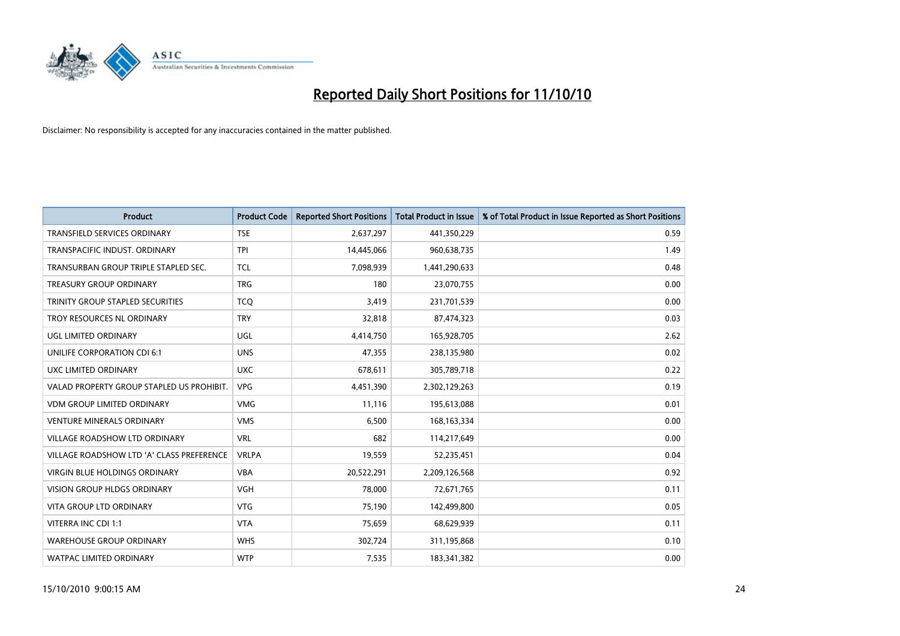# Reported Daily Short Positions for 11/10/10

Disclaimer: No responsibility is accepted for any inaccuracies contained in the matter published.

| Product | Product Code | Reported Short Positions | Total Product in Issue | % of Total Product in Issue Reported as Short Positions |
|---|---|---|---|---|
| TRANSFIELD SERVICES ORDINARY | TSE | 2,637,297 | 441,350,229 | 0.59 |
| TRANSPACIFIC INDUST. ORDINARY | TPI | 14,445,066 | 960,638,735 | 1.49 |
| TRANSURBAN GROUP TRIPLE STAPLED SEC. | TCL | 7,098,939 | 1,441,290,633 | 0.48 |
| TREASURY GROUP ORDINARY | TRG | 180 | 23,070,755 | 0.00 |
| TRINITY GROUP STAPLED SECURITIES | TCQ | 3,419 | 231,701,539 | 0.00 |
| TROY RESOURCES NL ORDINARY | TRY | 32,818 | 87,474,323 | 0.03 |
| UGL LIMITED ORDINARY | UGL | 4,414,750 | 165,928,705 | 2.62 |
| UNILIFE CORPORATION CDI 6:1 | UNS | 47,355 | 238,135,980 | 0.02 |
| UXC LIMITED ORDINARY | UXC | 678,611 | 305,789,718 | 0.22 |
| VALAD PROPERTY GROUP STAPLED US PROHIBIT. | VPG | 4,451,390 | 2,302,129,263 | 0.19 |
| VDM GROUP LIMITED ORDINARY | VMG | 11,116 | 195,613,088 | 0.01 |
| VENTURE MINERALS ORDINARY | VMS | 6,500 | 168,163,334 | 0.00 |
| VILLAGE ROADSHOW LTD ORDINARY | VRL | 682 | 114,217,649 | 0.00 |
| VILLAGE ROADSHOW LTD 'A' CLASS PREFERENCE | VRLPA | 19,559 | 52,235,451 | 0.04 |
| VIRGIN BLUE HOLDINGS ORDINARY | VBA | 20,522,291 | 2,209,126,568 | 0.92 |
| VISION GROUP HLDGS ORDINARY | VGH | 78,000 | 72,671,765 | 0.11 |
| VITA GROUP LTD ORDINARY | VTG | 75,190 | 142,499,800 | 0.05 |
| VITERRA INC CDI 1:1 | VTA | 75,659 | 68,629,939 | 0.11 |
| WAREHOUSE GROUP ORDINARY | WHS | 302,724 | 311,195,868 | 0.10 |
| WATPAC LIMITED ORDINARY | WTP | 7,535 | 183,341,382 | 0.00 |

15/10/2010 9:00:15 AM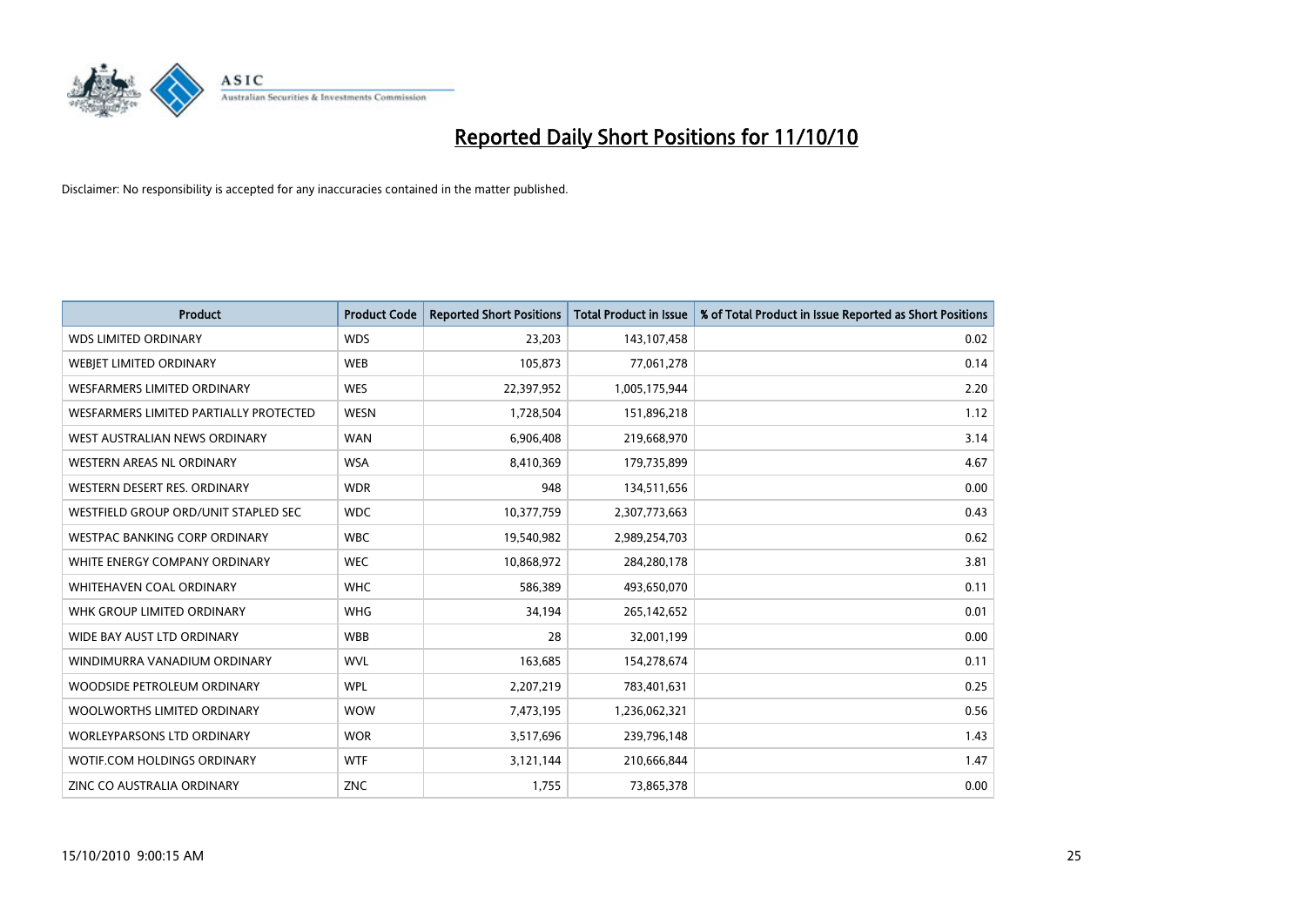# Reported Daily Short Positions for 11/10/10

Disclaimer: No responsibility is accepted for any inaccuracies contained in the matter published.

| Product | Product Code | Reported Short Positions | Total Product in Issue | % of Total Product in Issue Reported as Short Positions |
|---|---|---|---|---|
| WDS LIMITED ORDINARY | WDS | 23,203 | 143,107,458 | 0.02 |
| WEBJET LIMITED ORDINARY | WEB | 105,873 | 77,061,278 | 0.14 |
| WESFARMERS LIMITED ORDINARY | WES | 22,397,952 | 1,005,175,944 | 2.20 |
| WESFARMERS LIMITED PARTIALLY PROTECTED | WESN | 1,728,504 | 151,896,218 | 1.12 |
| WEST AUSTRALIAN NEWS ORDINARY | WAN | 6,906,408 | 219,668,970 | 3.14 |
| WESTERN AREAS NL ORDINARY | WSA | 8,410,369 | 179,735,899 | 4.67 |
| WESTERN DESERT RES. ORDINARY | WDR | 948 | 134,511,656 | 0.00 |
| WESTFIELD GROUP ORD/UNIT STAPLED SEC | WDC | 10,377,759 | 2,307,773,663 | 0.43 |
| WESTPAC BANKING CORP ORDINARY | WBC | 19,540,982 | 2,989,254,703 | 0.62 |
| WHITE ENERGY COMPANY ORDINARY | WEC | 10,868,972 | 284,280,178 | 3.81 |
| WHITEHAVEN COAL ORDINARY | WHC | 586,389 | 493,650,070 | 0.11 |
| WHK GROUP LIMITED ORDINARY | WHG | 34,194 | 265,142,652 | 0.01 |
| WIDE BAY AUST LTD ORDINARY | WBB | 28 | 32,001,199 | 0.00 |
| WINDIMURRA VANADIUM ORDINARY | WVL | 163,685 | 154,278,674 | 0.11 |
| WOODSIDE PETROLEUM ORDINARY | WPL | 2,207,219 | 783,401,631 | 0.25 |
| WOOLWORTHS LIMITED ORDINARY | WOW | 7,473,195 | 1,236,062,321 | 0.56 |
| WORLEYPARSONS LTD ORDINARY | WOR | 3,517,696 | 239,796,148 | 1.43 |
| WOTIF.COM HOLDINGS ORDINARY | WTF | 3,121,144 | 210,666,844 | 1.47 |
| ZINC CO AUSTRALIA ORDINARY | ZNC | 1,755 | 73,865,378 | 0.00 |